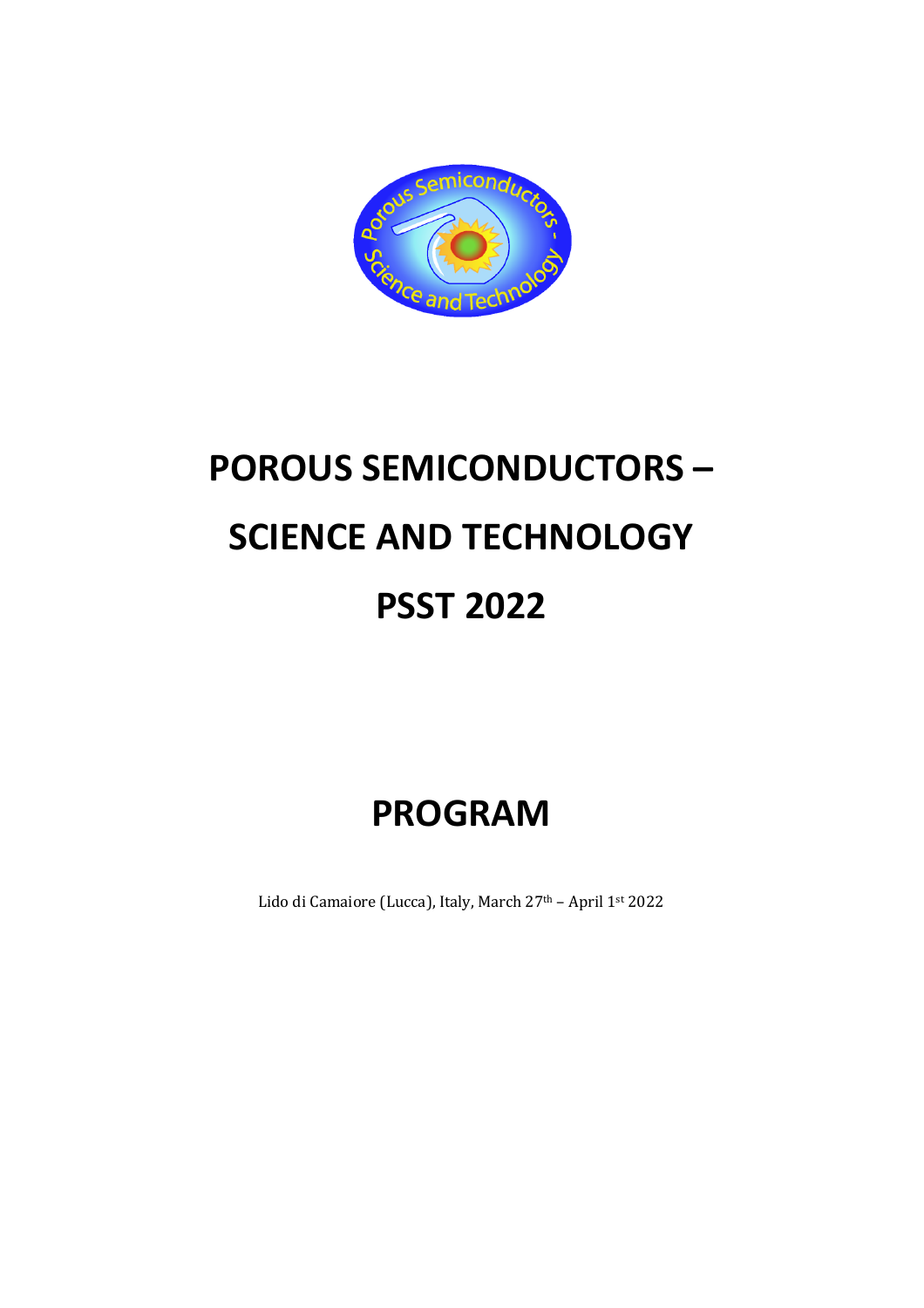# POROUS SEMICONDUCTORS –

# SCIENCE AND TECHNOLOGY

# PSST 2022

# PROGRAM

Lido di Camaiore (Lucca), Italy, March 27th – April 1st 2022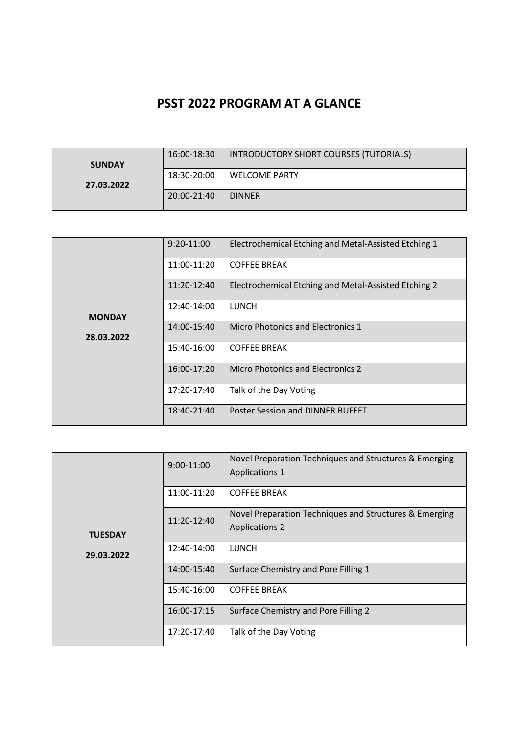# PSST 2022 PROGRAM AT A GLANCE

| | | |
|---|---|---|
| **SUNDAY 27.03.2022** | 16:00-18:30 | INTRODUCTORY SHORT COURSES (TUTORIALS) |
| | 18:30-20:00 | WELCOME PARTY |
| | 20:00-21:40 | DINNER |

| | | |
|---|---|---|
| **MONDAY 28.03.2022** | 9:20-11:00 | Electrochemical Etching and Metal-Assisted Etching 1 |
| | 11:00-11:20 | COFFEE BREAK |
| | 11:20-12:40 | Electrochemical Etching and Metal-Assisted Etching 2 |
| | 12:40-14:00 | LUNCH |
| | 14:00-15:40 | Micro Photonics and Electronics 1 |
| | 15:40-16:00 | COFFEE BREAK |
| | 16:00-17:20 | Micro Photonics and Electronics 2 |
| | 17:20-17:40 | Talk of the Day Voting |
| | 18:40-21:40 | Poster Session and DINNER BUFFET |

| | | |
|---|---|---|
| **TUESDAY 29.03.2022** | 9:00-11:00 | Novel Preparation Techniques and Structures & Emerging Applications 1 |
| | 11:00-11:20 | COFFEE BREAK |
| | 11:20-12:40 | Novel Preparation Techniques and Structures & Emerging Applications 2 |
| | 12:40-14:00 | LUNCH |
| | 14:00-15:40 | Surface Chemistry and Pore Filling 1 |
| | 15:40-16:00 | COFFEE BREAK |
| | 16:00-17:15 | Surface Chemistry and Pore Filling 2 |
| | 17:20-17:40 | Talk of the Day Voting |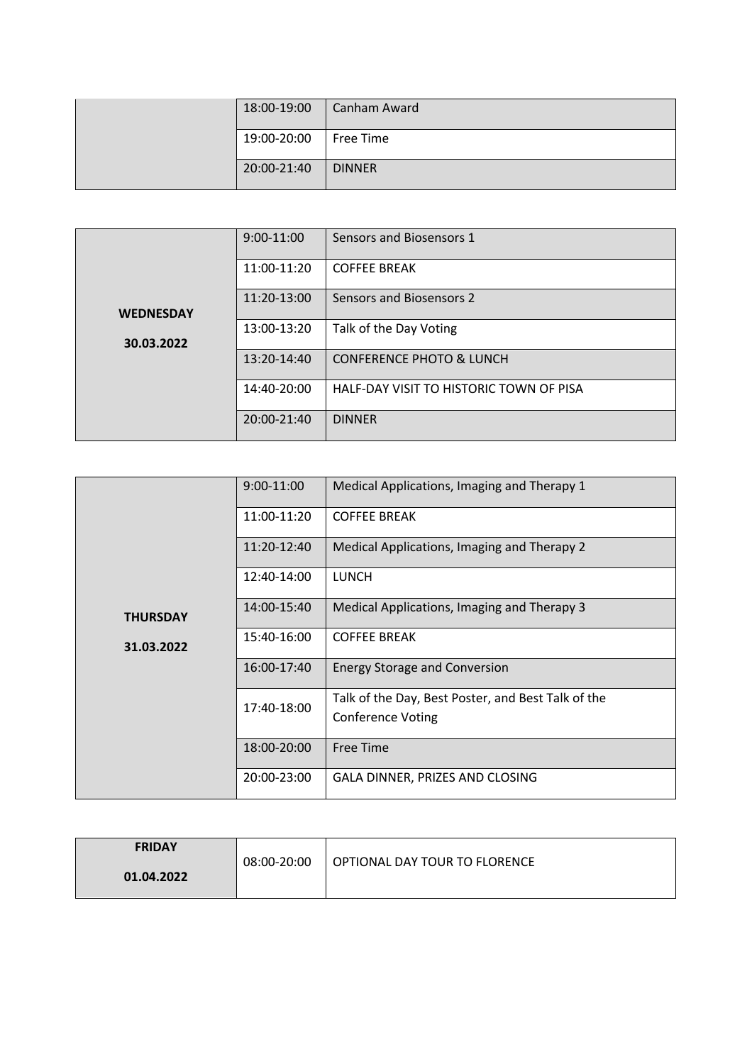| | | |
|---|---|---|
| | 18:00-19:00 | Canham Award |
| | 19:00-20:00 | Free Time |
| | 20:00-21:40 | DINNER |

| | | |
|---|---|---|
| **WEDNESDAY 30.03.2022** | 9:00-11:00 | Sensors and Biosensors 1 |
| | 11:00-11:20 | COFFEE BREAK |
| | 11:20-13:00 | Sensors and Biosensors 2 |
| | 13:00-13:20 | Talk of the Day Voting |
| | 13:20-14:40 | CONFERENCE PHOTO & LUNCH |
| | 14:40-20:00 | HALF-DAY VISIT TO HISTORIC TOWN OF PISA |
| | 20:00-21:40 | DINNER |

| | | |
|---|---|---|
| **THURSDAY 31.03.2022** | 9:00-11:00 | Medical Applications, Imaging and Therapy 1 |
| | 11:00-11:20 | COFFEE BREAK |
| | 11:20-12:40 | Medical Applications, Imaging and Therapy 2 |
| | 12:40-14:00 | LUNCH |
| | 14:00-15:40 | Medical Applications, Imaging and Therapy 3 |
| | 15:40-16:00 | COFFEE BREAK |
| | 16:00-17:40 | Energy Storage and Conversion |
| | 17:40-18:00 | Talk of the Day, Best Poster, and Best Talk of the Conference Voting |
| | 18:00-20:00 | Free Time |
| | 20:00-23:00 | GALA DINNER, PRIZES AND CLOSING |

| | | |
|---|---|---|
| **FRIDAY 01.04.2022** | 08:00-20:00 | OPTIONAL DAY TOUR TO FLORENCE |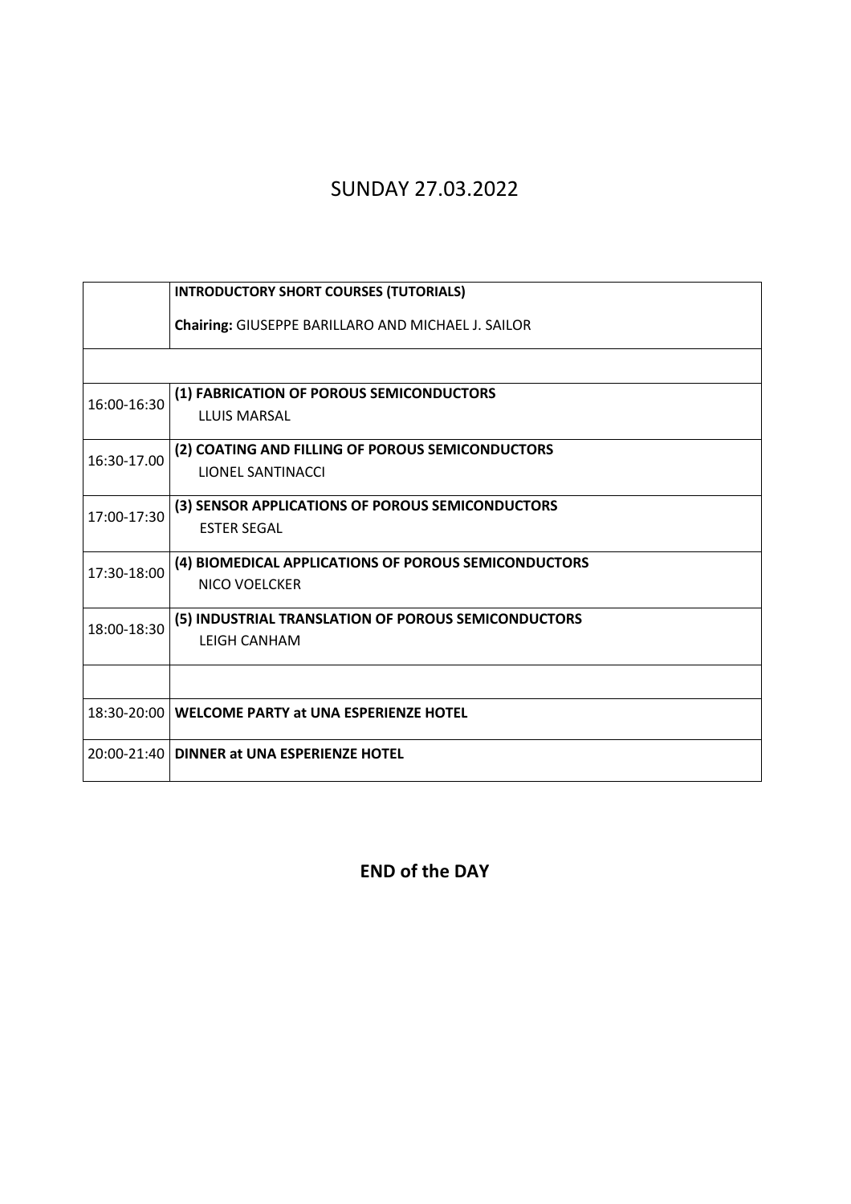# SUNDAY 27.03.2022

| | |
|---|---|
| | **INTRODUCTORY SHORT COURSES (TUTORIALS)**<br>**Chairing:** GIUSEPPE BARILLARO AND MICHAEL J. SAILOR |
| | |
| 16:00-16:30 | **(1) FABRICATION OF POROUS SEMICONDUCTORS**<br>LLUIS MARSAL |
| 16:30-17.00 | **(2) COATING AND FILLING OF POROUS SEMICONDUCTORS**<br>LIONEL SANTINACCI |
| 17:00-17:30 | **(3) SENSOR APPLICATIONS OF POROUS SEMICONDUCTORS**<br>ESTER SEGAL |
| 17:30-18:00 | **(4) BIOMEDICAL APPLICATIONS OF POROUS SEMICONDUCTORS**<br>NICO VOELCKER |
| 18:00-18:30 | **(5) INDUSTRIAL TRANSLATION OF POROUS SEMICONDUCTORS**<br>LEIGH CANHAM |
| | |
| 18:30-20:00 | **WELCOME PARTY at UNA ESPERIENZE HOTEL** |
| 20:00-21:40 | **DINNER at UNA ESPERIENZE HOTEL** |

**END of the DAY**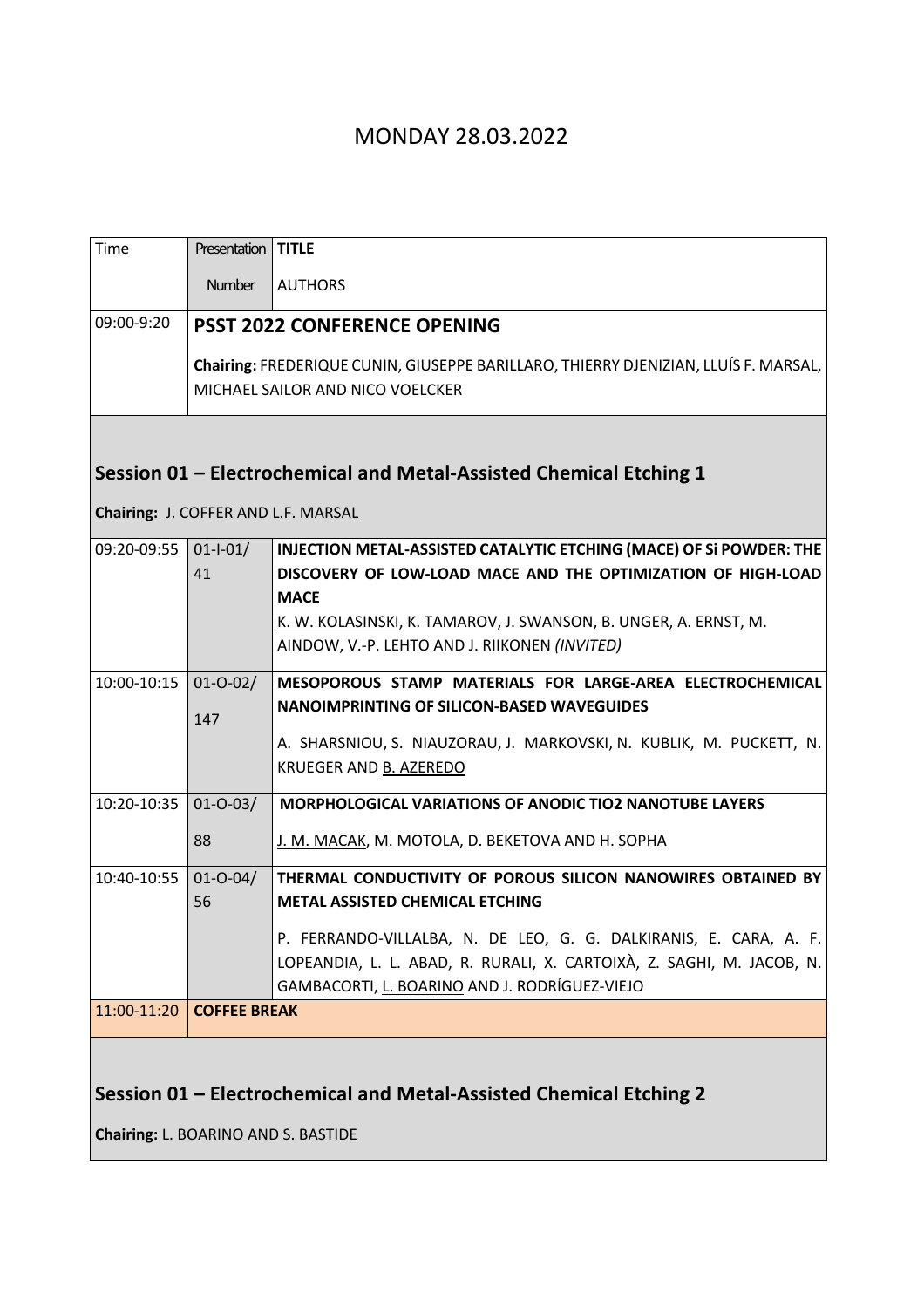# MONDAY 28.03.2022

| Time | Presentation Number | TITLE<br>AUTHORS |
|---|---|---|
| 09:00-9:20 | **PSST 2022 CONFERENCE OPENING**<br>**Chairing:** FREDERIQUE CUNIN, GIUSEPPE BARILLARO, THIERRY DJENIZIAN, LLUÍS F. MARSAL, MICHAEL SAILOR AND NICO VOELCKER | |

## Session 01 – Electrochemical and Metal-Assisted Chemical Etching 1

**Chairing:** J. COFFER AND L.F. MARSAL

| Time | Presentation Number | TITLE<br>AUTHORS |
|---|---|---|
| 09:20-09:55 | 01-I-01/ 41 | **INJECTION METAL-ASSISTED CATALYTIC ETCHING (MACE) OF Si POWDER: THE DISCOVERY OF LOW-LOAD MACE AND THE OPTIMIZATION OF HIGH-LOAD MACE**<br>K. W. KOLASINSKI, K. TAMAROV, J. SWANSON, B. UNGER, A. ERNST, M. AINDOW, V.-P. LEHTO AND J. RIIKONEN *(INVITED)* |
| 10:00-10:15 | 01-O-02/ 147 | **MESOPOROUS STAMP MATERIALS FOR LARGE-AREA ELECTROCHEMICAL NANOIMPRINTING OF SILICON-BASED WAVEGUIDES**<br>A. SHARSNIOU, S. NIAUZORAU, J. MARKOVSKI, N. KUBLIK, M. PUCKETT, N. KRUEGER AND B. AZEREDO |
| 10:20-10:35 | 01-O-03/ 88 | **MORPHOLOGICAL VARIATIONS OF ANODIC TIO2 NANOTUBE LAYERS**<br>J. M. MACAK, M. MOTOLA, D. BEKETOVA AND H. SOPHA |
| 10:40-10:55 | 01-O-04/ 56 | **THERMAL CONDUCTIVITY OF POROUS SILICON NANOWIRES OBTAINED BY METAL ASSISTED CHEMICAL ETCHING**<br>P. FERRANDO-VILLALBA, N. DE LEO, G. G. DALKIRANIS, E. CARA, A. F. LOPEANDIA, L. L. ABAD, R. RURALI, X. CARTOIXÀ, Z. SAGHI, M. JACOB, N. GAMBACORTI, L. BOARINO AND J. RODRÍGUEZ-VIEJO |
| 11:00-11:20 | **COFFEE BREAK** | |

## Session 01 – Electrochemical and Metal-Assisted Chemical Etching 2

**Chairing:** L. BOARINO AND S. BASTIDE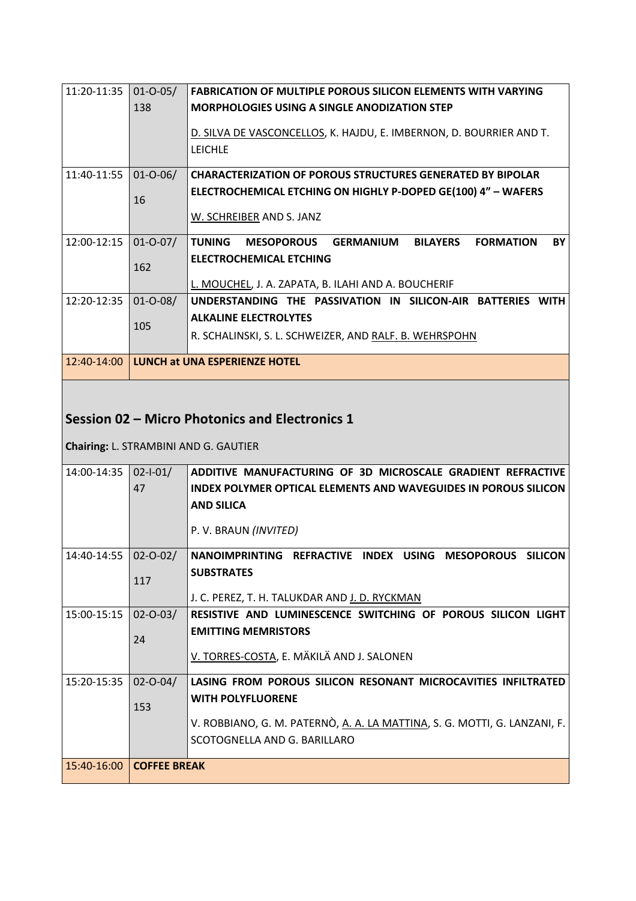| | | |
|---|---|---|
| 11:20-11:35 | 01-O-05/ 138 | **FABRICATION OF MULTIPLE POROUS SILICON ELEMENTS WITH VARYING MORPHOLOGIES USING A SINGLE ANODIZATION STEP**<br><br><u>D. SILVA DE VASCONCELLOS</u>, K. HAJDU, E. IMBERNON, D. BOURRIER AND T. LEICHLE |
| 11:40-11:55 | 01-O-06/ 16 | **CHARACTERIZATION OF POROUS STRUCTURES GENERATED BY BIPOLAR ELECTROCHEMICAL ETCHING ON HIGHLY P-DOPED GE(100) 4" – WAFERS**<br><br><u>W. SCHREIBER</u> AND S. JANZ |
| 12:00-12:15 | 01-O-07/ 162 | **TUNING MESOPOROUS GERMANIUM BILAYERS FORMATION BY ELECTROCHEMICAL ETCHING**<br><br><u>L. MOUCHEL</u>, J. A. ZAPATA, B. ILAHI AND A. BOUCHERIF |
| 12:20-12:35 | 01-O-08/ 105 | **UNDERSTANDING THE PASSIVATION IN SILICON-AIR BATTERIES WITH ALKALINE ELECTROLYTES**<br>R. SCHALINSKI, S. L. SCHWEIZER, AND <u>RALF. B. WEHRSPOHN</u> |
| 12:40-14:00 | **LUNCH at UNA ESPERIENZE HOTEL** | |

## Session 02 – Micro Photonics and Electronics 1

**Chairing:** L. STRAMBINI AND G. GAUTIER

| | | |
|---|---|---|
| 14:00-14:35 | 02-I-01/ 47 | **ADDITIVE MANUFACTURING OF 3D MICROSCALE GRADIENT REFRACTIVE INDEX POLYMER OPTICAL ELEMENTS AND WAVEGUIDES IN POROUS SILICON AND SILICA**<br><br>P. V. BRAUN *(INVITED)* |
| 14:40-14:55 | 02-O-02/ 117 | **NANOIMPRINTING REFRACTIVE INDEX USING MESOPOROUS SILICON SUBSTRATES**<br><br>J. C. PEREZ, T. H. TALUKDAR AND <u>J. D. RYCKMAN</u> |
| 15:00-15:15 | 02-O-03/ 24 | **RESISTIVE AND LUMINESCENCE SWITCHING OF POROUS SILICON LIGHT EMITTING MEMRISTORS**<br><br><u>V. TORRES-COSTA</u>, E. MÄKILÄ AND J. SALONEN |
| 15:20-15:35 | 02-O-04/ 153 | **LASING FROM POROUS SILICON RESONANT MICROCAVITIES INFILTRATED WITH POLYFLUORENE**<br><br>V. ROBBIANO, G. M. PATERNÒ, <u>A. A. LA MATTINA</u>, S. G. MOTTI, G. LANZANI, F. SCOTOGNELLA AND G. BARILLARO |
| 15:40-16:00 | **COFFEE BREAK** | |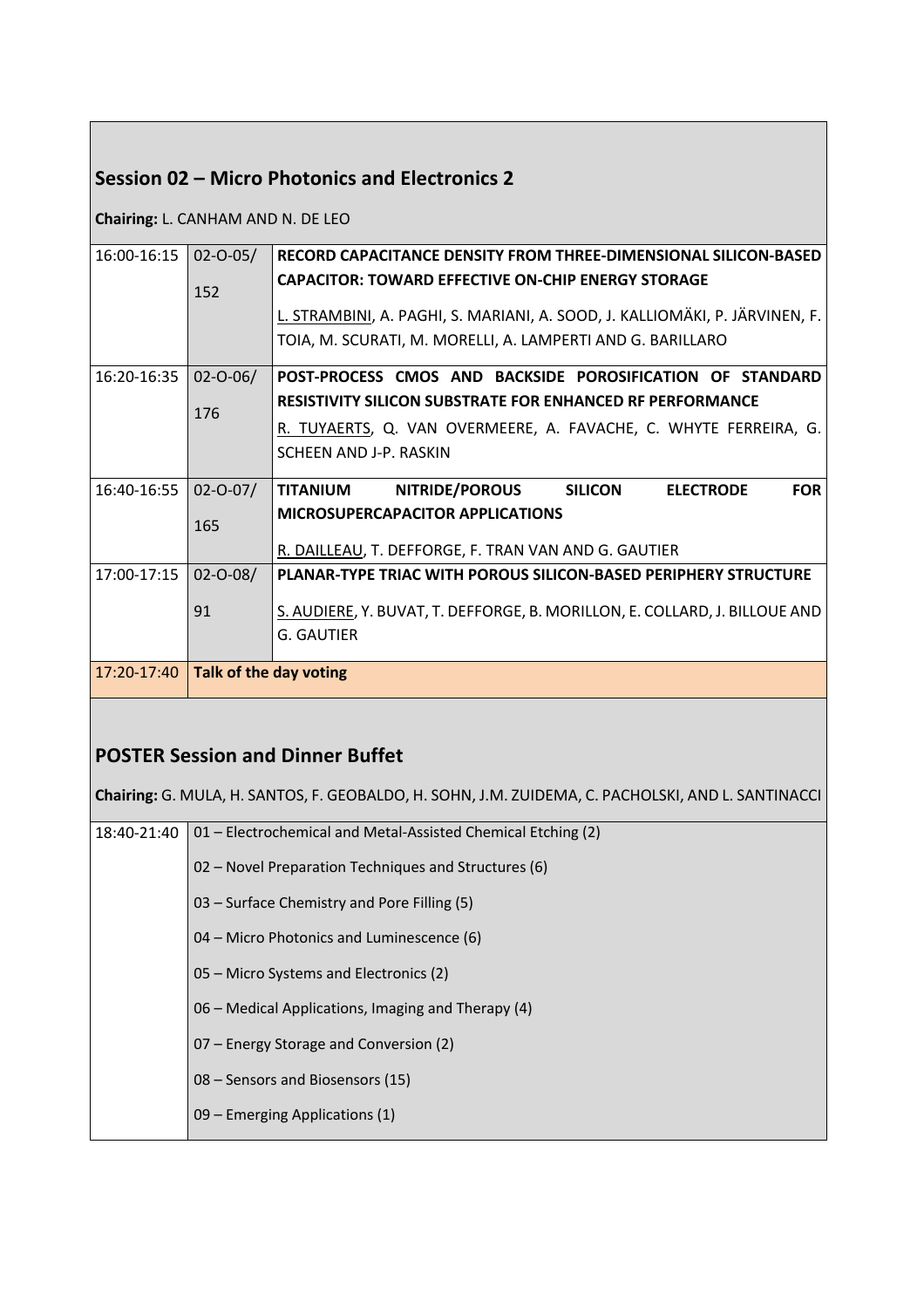## Session 02 – Micro Photonics and Electronics 2

**Chairing:** L. CANHAM AND N. DE LEO

| | | |
|---|---|---|
| 16:00-16:15 | 02-O-05/ 152 | **RECORD CAPACITANCE DENSITY FROM THREE-DIMENSIONAL SILICON-BASED CAPACITOR: TOWARD EFFECTIVE ON-CHIP ENERGY STORAGE**<br>L. STRAMBINI, A. PAGHI, S. MARIANI, A. SOOD, J. KALLIOMÄKI, P. JÄRVINEN, F. TOIA, M. SCURATI, M. MORELLI, A. LAMPERTI AND G. BARILLARO |
| 16:20-16:35 | 02-O-06/ 176 | **POST-PROCESS CMOS AND BACKSIDE POROSIFICATION OF STANDARD RESISTIVITY SILICON SUBSTRATE FOR ENHANCED RF PERFORMANCE**<br>R. TUYAERTS, Q. VAN OVERMEERE, A. FAVACHE, C. WHYTE FERREIRA, G. SCHEEN AND J-P. RASKIN |
| 16:40-16:55 | 02-O-07/ 165 | **TITANIUM NITRIDE/POROUS SILICON ELECTRODE FOR MICROSUPERCAPACITOR APPLICATIONS**<br>R. DAILLEAU, T. DEFFORGE, F. TRAN VAN AND G. GAUTIER |
| 17:00-17:15 | 02-O-08/ 91 | **PLANAR-TYPE TRIAC WITH POROUS SILICON-BASED PERIPHERY STRUCTURE**<br>S. AUDIERE, Y. BUVAT, T. DEFFORGE, B. MORILLON, E. COLLARD, J. BILLOUE AND G. GAUTIER |
| 17:20-17:40 | **Talk of the day voting** | |

## POSTER Session and Dinner Buffet

**Chairing:** G. MULA, H. SANTOS, F. GEOBALDO, H. SOHN, J.M. ZUIDEMA, C. PACHOLSKI, AND L. SANTINACCI

| | |
|---|---|
| 18:40-21:40 | 01 – Electrochemical and Metal-Assisted Chemical Etching (2)<br>02 – Novel Preparation Techniques and Structures (6)<br>03 – Surface Chemistry and Pore Filling (5)<br>04 – Micro Photonics and Luminescence (6)<br>05 – Micro Systems and Electronics (2)<br>06 – Medical Applications, Imaging and Therapy (4)<br>07 – Energy Storage and Conversion (2)<br>08 – Sensors and Biosensors (15)<br>09 – Emerging Applications (1) |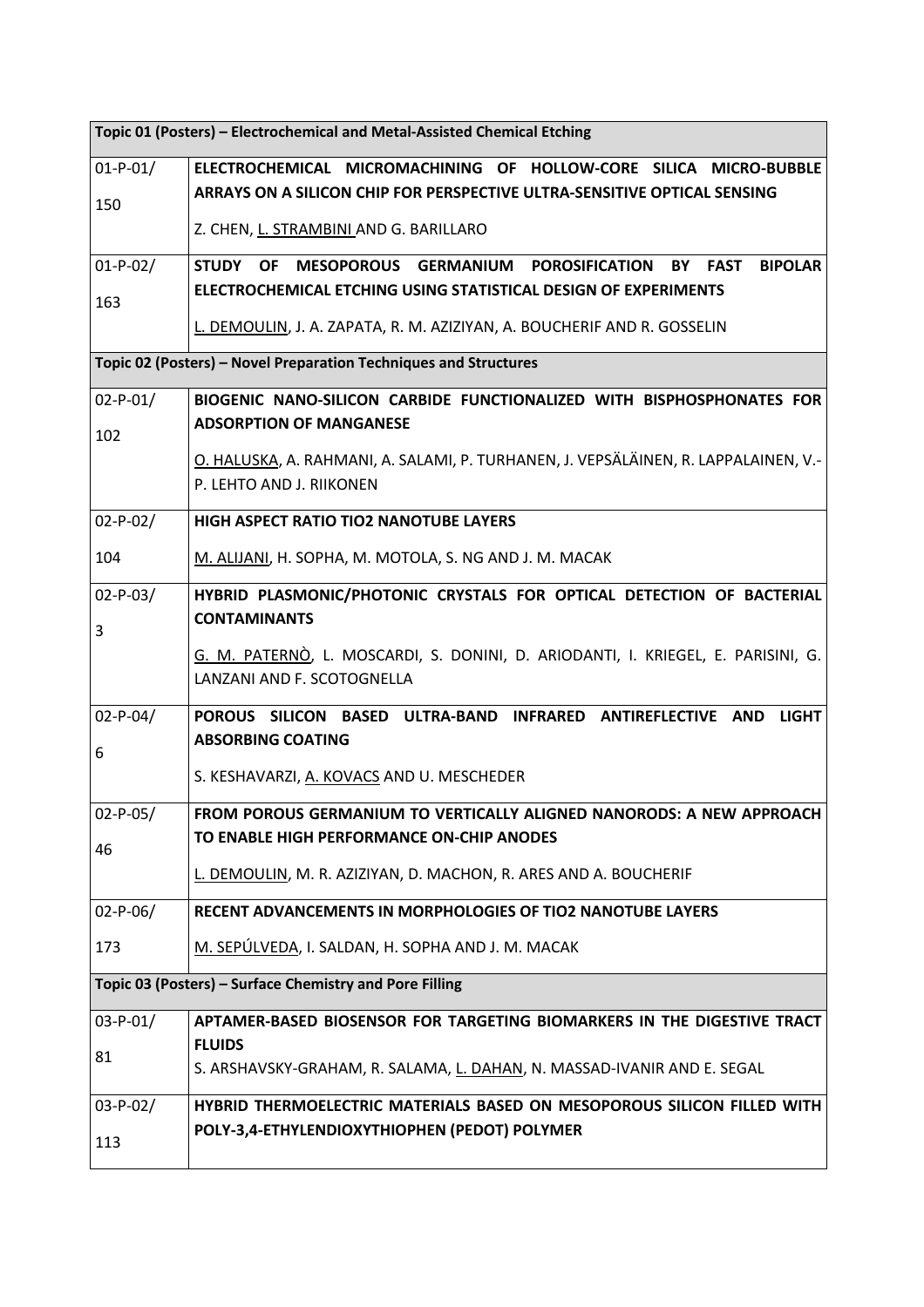| Topic 01 (Posters) – Electrochemical and Metal-Assisted Chemical Etching | |
|---|---|
| 01-P-01/ 150 | **ELECTROCHEMICAL MICROMACHINING OF HOLLOW-CORE SILICA MICRO-BUBBLE ARRAYS ON A SILICON CHIP FOR PERSPECTIVE ULTRA-SENSITIVE OPTICAL SENSING**<br>Z. CHEN, L. STRAMBINI AND G. BARILLARO |
| 01-P-02/ 163 | **STUDY OF MESOPOROUS GERMANIUM POROSIFICATION BY FAST BIPOLAR ELECTROCHEMICAL ETCHING USING STATISTICAL DESIGN OF EXPERIMENTS**<br>L. DEMOULIN, J. A. ZAPATA, R. M. AZIZIYAN, A. BOUCHERIF AND R. GOSSELIN |
| **Topic 02 (Posters) – Novel Preparation Techniques and Structures** | |
| 02-P-01/ 102 | **BIOGENIC NANO-SILICON CARBIDE FUNCTIONALIZED WITH BISPHOSPHONATES FOR ADSORPTION OF MANGANESE**<br>O. HALUSKA, A. RAHMANI, A. SALAMI, P. TURHANEN, J. VEPSÄLÄINEN, R. LAPPALAINEN, V.-P. LEHTO AND J. RIIKONEN |
| 02-P-02/ 104 | **HIGH ASPECT RATIO TIO2 NANOTUBE LAYERS**<br>M. ALIJANI, H. SOPHA, M. MOTOLA, S. NG AND J. M. MACAK |
| 02-P-03/ 3 | **HYBRID PLASMONIC/PHOTONIC CRYSTALS FOR OPTICAL DETECTION OF BACTERIAL CONTAMINANTS**<br>G. M. PATERNÒ, L. MOSCARDI, S. DONINI, D. ARIODANTI, I. KRIEGEL, E. PARISINI, G. LANZANI AND F. SCOTOGNELLA |
| 02-P-04/ 6 | **POROUS SILICON BASED ULTRA-BAND INFRARED ANTIREFLECTIVE AND LIGHT ABSORBING COATING**<br>S. KESHAVARZI, A. KOVACS AND U. MESCHEDER |
| 02-P-05/ 46 | **FROM POROUS GERMANIUM TO VERTICALLY ALIGNED NANORODS: A NEW APPROACH TO ENABLE HIGH PERFORMANCE ON-CHIP ANODES**<br>L. DEMOULIN, M. R. AZIZIYAN, D. MACHON, R. ARES AND A. BOUCHERIF |
| 02-P-06/ 173 | **RECENT ADVANCEMENTS IN MORPHOLOGIES OF TIO2 NANOTUBE LAYERS**<br>M. SEPÚLVEDA, I. SALDAN, H. SOPHA AND J. M. MACAK |
| **Topic 03 (Posters) – Surface Chemistry and Pore Filling** | |
| 03-P-01/ 81 | **APTAMER-BASED BIOSENSOR FOR TARGETING BIOMARKERS IN THE DIGESTIVE TRACT FLUIDS**<br>S. ARSHAVSKY-GRAHAM, R. SALAMA, L. DAHAN, N. MASSAD-IVANIR AND E. SEGAL |
| 03-P-02/ 113 | **HYBRID THERMOELECTRIC MATERIALS BASED ON MESOPOROUS SILICON FILLED WITH POLY-3,4-ETHYLENDIOXYTHIOPHEN (PEDOT) POLYMER** |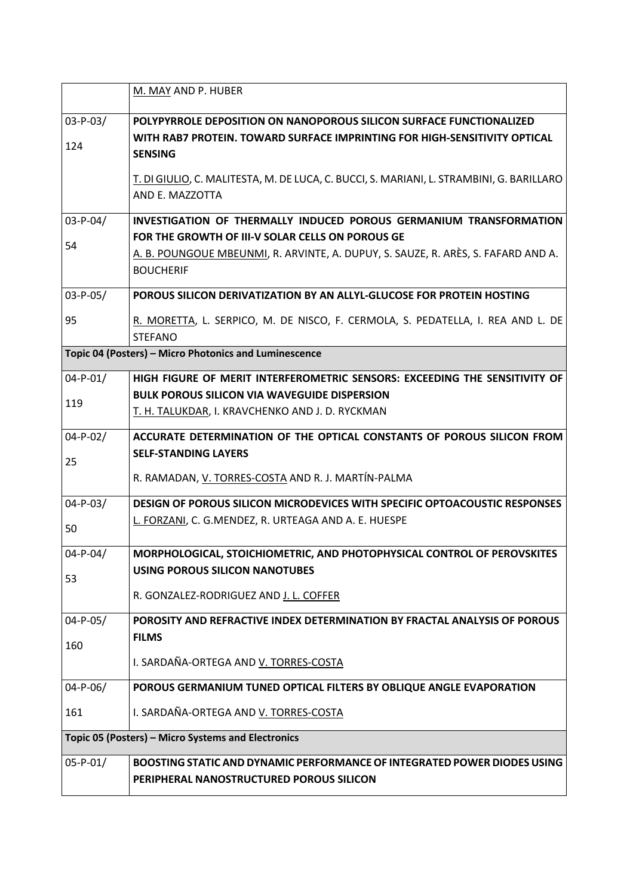| | |
|---|---|
| | M. MAY AND P. HUBER |
| 03-P-03/ 124 | **POLYPYRROLE DEPOSITION ON NANOPOROUS SILICON SURFACE FUNCTIONALIZED WITH RAB7 PROTEIN. TOWARD SURFACE IMPRINTING FOR HIGH-SENSITIVITY OPTICAL SENSING** T. DI GIULIO, C. MALITESTA, M. DE LUCA, C. BUCCI, S. MARIANI, L. STRAMBINI, G. BARILLARO AND E. MAZZOTTA |
| 03-P-04/ 54 | **INVESTIGATION OF THERMALLY INDUCED POROUS GERMANIUM TRANSFORMATION FOR THE GROWTH OF III-V SOLAR CELLS ON POROUS GE** A. B. POUNGOUE MBEUNMI, R. ARVINTE, A. DUPUY, S. SAUZE, R. ARÈS, S. FAFARD AND A. BOUCHERIF |
| 03-P-05/ 95 | **POROUS SILICON DERIVATIZATION BY AN ALLYL-GLUCOSE FOR PROTEIN HOSTING** R. MORETTA, L. SERPICO, M. DE NISCO, F. CERMOLA, S. PEDATELLA, I. REA AND L. DE STEFANO |
| **Topic 04 (Posters) – Micro Photonics and Luminescence** | |
| 04-P-01/ 119 | **HIGH FIGURE OF MERIT INTERFEROMETRIC SENSORS: EXCEEDING THE SENSITIVITY OF BULK POROUS SILICON VIA WAVEGUIDE DISPERSION** T. H. TALUKDAR, I. KRAVCHENKO AND J. D. RYCKMAN |
| 04-P-02/ 25 | **ACCURATE DETERMINATION OF THE OPTICAL CONSTANTS OF POROUS SILICON FROM SELF-STANDING LAYERS** R. RAMADAN, V. TORRES-COSTA AND R. J. MARTÍN-PALMA |
| 04-P-03/ 50 | **DESIGN OF POROUS SILICON MICRODEVICES WITH SPECIFIC OPTOACOUSTIC RESPONSES** L. FORZANI, C. G.MENDEZ, R. URTEAGA AND A. E. HUESPE |
| 04-P-04/ 53 | **MORPHOLOGICAL, STOICHIOMETRIC, AND PHOTOPHYSICAL CONTROL OF PEROVSKITES USING POROUS SILICON NANOTUBES** R. GONZALEZ-RODRIGUEZ AND J. L. COFFER |
| 04-P-05/ 160 | **POROSITY AND REFRACTIVE INDEX DETERMINATION BY FRACTAL ANALYSIS OF POROUS FILMS** I. SARDAÑA-ORTEGA AND V. TORRES-COSTA |
| 04-P-06/ 161 | **POROUS GERMANIUM TUNED OPTICAL FILTERS BY OBLIQUE ANGLE EVAPORATION** I. SARDAÑA-ORTEGA AND V. TORRES-COSTA |
| **Topic 05 (Posters) – Micro Systems and Electronics** | |
| 05-P-01/ | **BOOSTING STATIC AND DYNAMIC PERFORMANCE OF INTEGRATED POWER DIODES USING PERIPHERAL NANOSTRUCTURED POROUS SILICON** |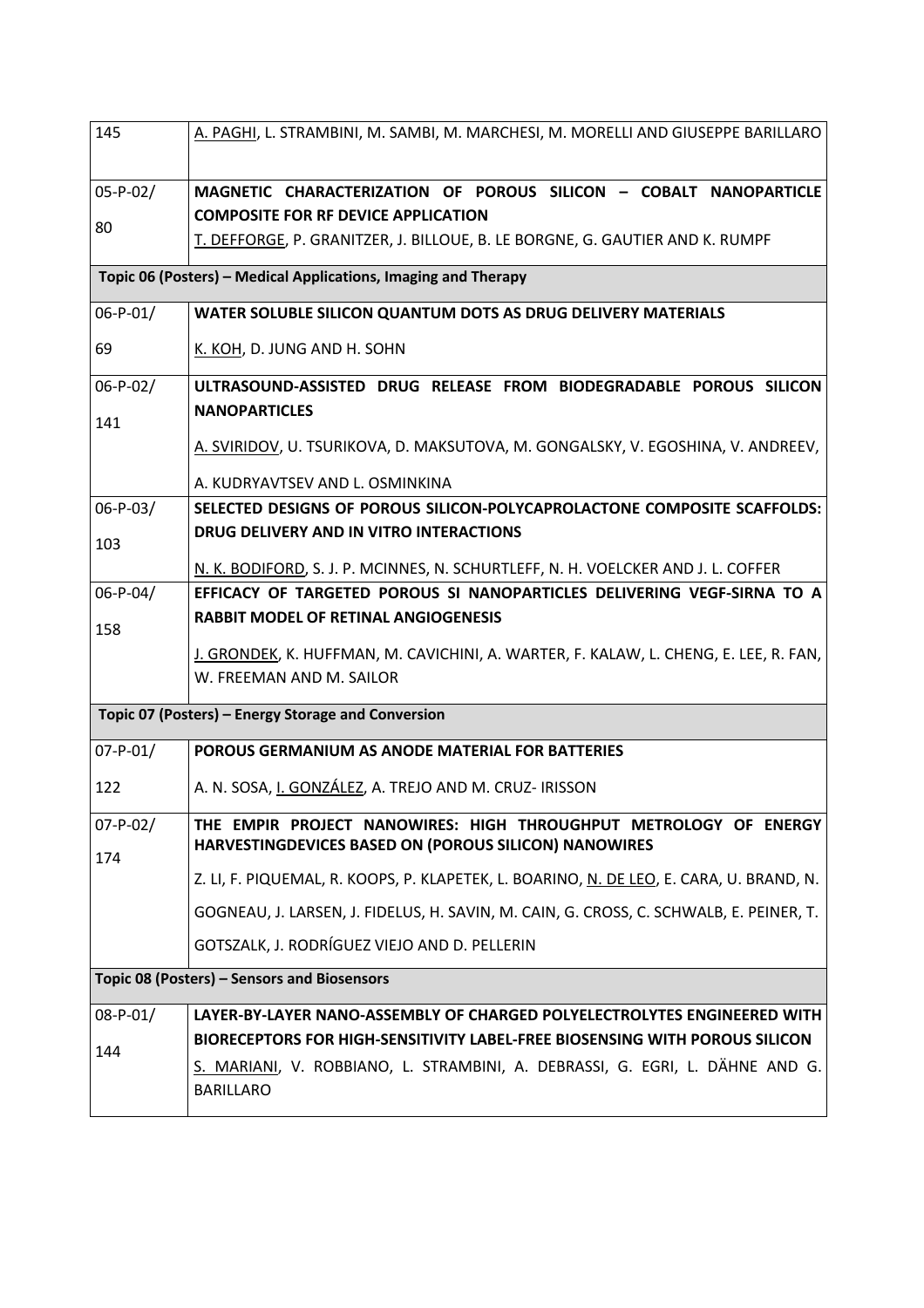| | |
|---|---|
| 145 | A. PAGHI, L. STRAMBINI, M. SAMBI, M. MARCHESI, M. MORELLI AND GIUSEPPE BARILLARO |
| 05-P-02/ 80 | **MAGNETIC CHARACTERIZATION OF POROUS SILICON – COBALT NANOPARTICLE COMPOSITE FOR RF DEVICE APPLICATION** T. DEFFORGE, P. GRANITZER, J. BILLOUE, B. LE BORGNE, G. GAUTIER AND K. RUMPF |
| **Topic 06 (Posters) – Medical Applications, Imaging and Therapy** | |
| 06-P-01/ 69 | **WATER SOLUBLE SILICON QUANTUM DOTS AS DRUG DELIVERY MATERIALS** K. KOH, D. JUNG AND H. SOHN |
| 06-P-02/ 141 | **ULTRASOUND-ASSISTED DRUG RELEASE FROM BIODEGRADABLE POROUS SILICON NANOPARTICLES** A. SVIRIDOV, U. TSURIKOVA, D. MAKSUTOVA, M. GONGALSKY, V. EGOSHINA, V. ANDREEV, A. KUDRYAVTSEV AND L. OSMINKINA |
| 06-P-03/ 103 | **SELECTED DESIGNS OF POROUS SILICON-POLYCAPROLACTONE COMPOSITE SCAFFOLDS: DRUG DELIVERY AND IN VITRO INTERACTIONS** N. K. BODIFORD, S. J. P. MCINNES, N. SCHURTLEFF, N. H. VOELCKER AND J. L. COFFER |
| 06-P-04/ 158 | **EFFICACY OF TARGETED POROUS SI NANOPARTICLES DELIVERING VEGF-SIRNA TO A RABBIT MODEL OF RETINAL ANGIOGENESIS** J. GRONDEK, K. HUFFMAN, M. CAVICHINI, A. WARTER, F. KALAW, L. CHENG, E. LEE, R. FAN, W. FREEMAN AND M. SAILOR |
| **Topic 07 (Posters) – Energy Storage and Conversion** | |
| 07-P-01/ 122 | **POROUS GERMANIUM AS ANODE MATERIAL FOR BATTERIES** A. N. SOSA, I. GONZÁLEZ, A. TREJO AND M. CRUZ- IRISSON |
| 07-P-02/ 174 | **THE EMPIR PROJECT NANOWIRES: HIGH THROUGHPUT METROLOGY OF ENERGY HARVESTINGDEVICES BASED ON (POROUS SILICON) NANOWIRES** Z. LI, F. PIQUEMAL, R. KOOPS, P. KLAPETEK, L. BOARINO, N. DE LEO, E. CARA, U. BRAND, N. GOGNEAU, J. LARSEN, J. FIDELUS, H. SAVIN, M. CAIN, G. CROSS, C. SCHWALB, E. PEINER, T. GOTSZALK, J. RODRÍGUEZ VIEJO AND D. PELLERIN |
| **Topic 08 (Posters) – Sensors and Biosensors** | |
| 08-P-01/ 144 | **LAYER-BY-LAYER NANO-ASSEMBLY OF CHARGED POLYELECTROLYTES ENGINEERED WITH BIORECEPTORS FOR HIGH-SENSITIVITY LABEL-FREE BIOSENSING WITH POROUS SILICON** S. MARIANI, V. ROBBIANO, L. STRAMBINI, A. DEBRASSI, G. EGRI, L. DÄHNE AND G. BARILLARO |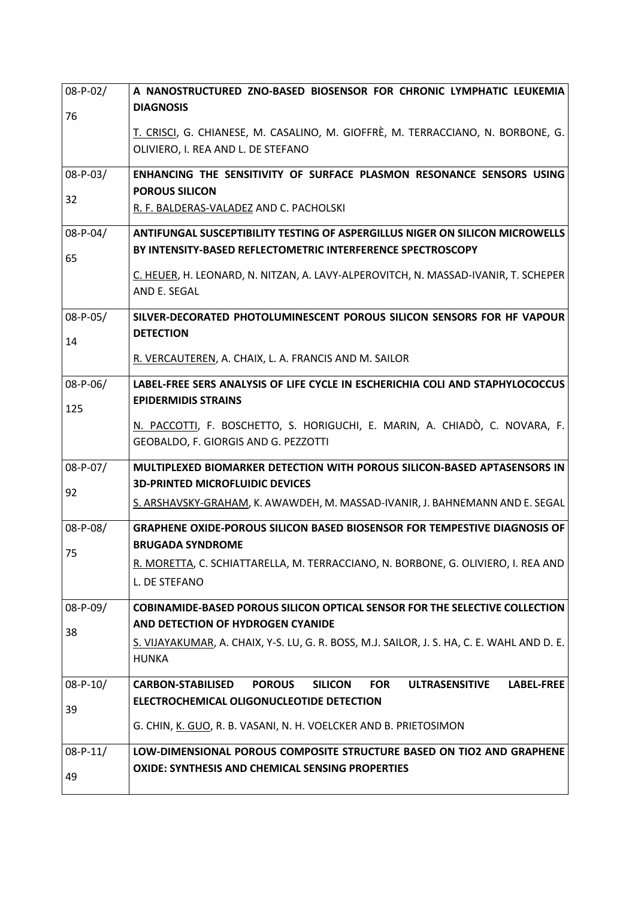| | |
|---|---|
| 08-P-02/ 76 | **A NANOSTRUCTURED ZNO-BASED BIOSENSOR FOR CHRONIC LYMPHATIC LEUKEMIA DIAGNOSIS** <br> T. CRISCI, G. CHIANESE, M. CASALINO, M. GIOFFRÈ, M. TERRACCIANO, N. BORBONE, G. OLIVIERO, I. REA AND L. DE STEFANO |
| 08-P-03/ 32 | **ENHANCING THE SENSITIVITY OF SURFACE PLASMON RESONANCE SENSORS USING POROUS SILICON** <br> R. F. BALDERAS-VALADEZ AND C. PACHOLSKI |
| 08-P-04/ 65 | **ANTIFUNGAL SUSCEPTIBILITY TESTING OF ASPERGILLUS NIGER ON SILICON MICROWELLS BY INTENSITY-BASED REFLECTOMETRIC INTERFERENCE SPECTROSCOPY** <br> C. HEUER, H. LEONARD, N. NITZAN, A. LAVY-ALPEROVITCH, N. MASSAD-IVANIR, T. SCHEPER AND E. SEGAL |
| 08-P-05/ 14 | **SILVER-DECORATED PHOTOLUMINESCENT POROUS SILICON SENSORS FOR HF VAPOUR DETECTION** <br> R. VERCAUTEREN, A. CHAIX, L. A. FRANCIS AND M. SAILOR |
| 08-P-06/ 125 | **LABEL-FREE SERS ANALYSIS OF LIFE CYCLE IN ESCHERICHIA COLI AND STAPHYLOCOCCUS EPIDERMIDIS STRAINS** <br> N. PACCOTTI, F. BOSCHETTO, S. HORIGUCHI, E. MARIN, A. CHIADÒ, C. NOVARA, F. GEOBALDO, F. GIORGIS AND G. PEZZOTTI |
| 08-P-07/ 92 | **MULTIPLEXED BIOMARKER DETECTION WITH POROUS SILICON-BASED APTASENSORS IN 3D-PRINTED MICROFLUIDIC DEVICES** <br> S. ARSHAVSKY-GRAHAM, K. AWAWDEH, M. MASSAD-IVANIR, J. BAHNEMANN AND E. SEGAL |
| 08-P-08/ 75 | **GRAPHENE OXIDE-POROUS SILICON BASED BIOSENSOR FOR TEMPESTIVE DIAGNOSIS OF BRUGADA SYNDROME** <br> R. MORETTA, C. SCHIATTARELLA, M. TERRACCIANO, N. BORBONE, G. OLIVIERO, I. REA AND L. DE STEFANO |
| 08-P-09/ 38 | **COBINAMIDE-BASED POROUS SILICON OPTICAL SENSOR FOR THE SELECTIVE COLLECTION AND DETECTION OF HYDROGEN CYANIDE** <br> S. VIJAYAKUMAR, A. CHAIX, Y-S. LU, G. R. BOSS, M.J. SAILOR, J. S. HA, C. E. WAHL AND D. E. HUNKA |
| 08-P-10/ 39 | **CARBON-STABILISED POROUS SILICON FOR ULTRASENSITIVE LABEL-FREE ELECTROCHEMICAL OLIGONUCLEOTIDE DETECTION** <br> G. CHIN, K. GUO, R. B. VASANI, N. H. VOELCKER AND B. PRIETOSIMON |
| 08-P-11/ 49 | **LOW-DIMENSIONAL POROUS COMPOSITE STRUCTURE BASED ON TIO2 AND GRAPHENE OXIDE: SYNTHESIS AND CHEMICAL SENSING PROPERTIES** |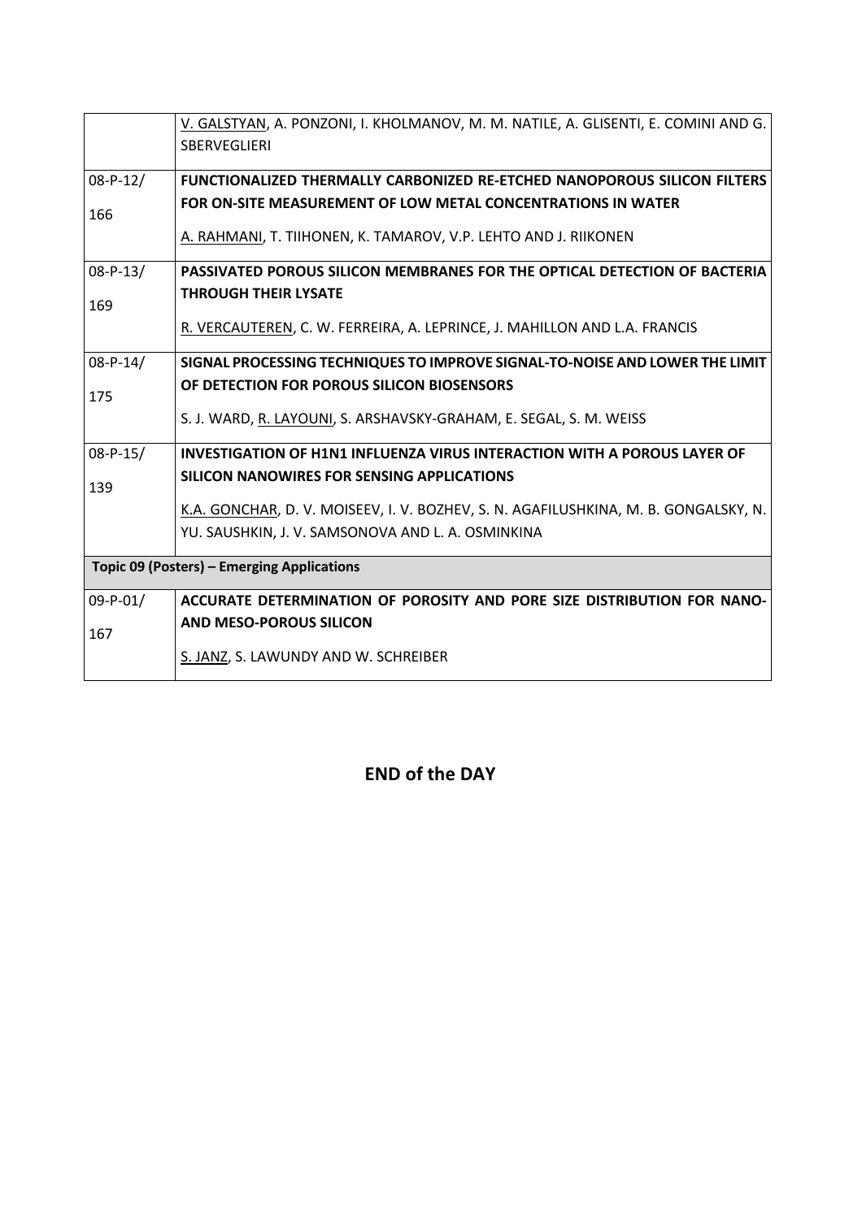| | |
|---|---|
| | <u>V. GALSTYAN</u>, A. PONZONI, I. KHOLMANOV, M. M. NATILE, A. GLISENTI, E. COMINI AND G. SBERVEGLIERI |
| 08-P-12/ 166 | **FUNCTIONALIZED THERMALLY CARBONIZED RE-ETCHED NANOPOROUS SILICON FILTERS FOR ON-SITE MEASUREMENT OF LOW METAL CONCENTRATIONS IN WATER** <br> <u>A. RAHMANI</u>, T. TIIHONEN, K. TAMAROV, V.P. LEHTO AND J. RIIKONEN |
| 08-P-13/ 169 | **PASSIVATED POROUS SILICON MEMBRANES FOR THE OPTICAL DETECTION OF BACTERIA THROUGH THEIR LYSATE** <br> <u>R. VERCAUTEREN</u>, C. W. FERREIRA, A. LEPRINCE, J. MAHILLON AND L.A. FRANCIS |
| 08-P-14/ 175 | **SIGNAL PROCESSING TECHNIQUES TO IMPROVE SIGNAL-TO-NOISE AND LOWER THE LIMIT OF DETECTION FOR POROUS SILICON BIOSENSORS** <br> S. J. WARD, <u>R. LAYOUNI</u>, S. ARSHAVSKY-GRAHAM, E. SEGAL, S. M. WEISS |
| 08-P-15/ 139 | **INVESTIGATION OF H1N1 INFLUENZA VIRUS INTERACTION WITH A POROUS LAYER OF SILICON NANOWIRES FOR SENSING APPLICATIONS** <br> <u>K.A. GONCHAR</u>, D. V. MOISEEV, I. V. BOZHEV, S. N. AGAFILUSHKINA, M. B. GONGALSKY, N. YU. SAUSHKIN, J. V. SAMSONOVA AND L. A. OSMINKINA |
| **Topic 09 (Posters) – Emerging Applications** | |
| 09-P-01/ 167 | **ACCURATE DETERMINATION OF POROSITY AND PORE SIZE DISTRIBUTION FOR NANO- AND MESO-POROUS SILICON** <br> <u>S. JANZ</u>, S. LAWUNDY AND W. SCHREIBER |

## END of the DAY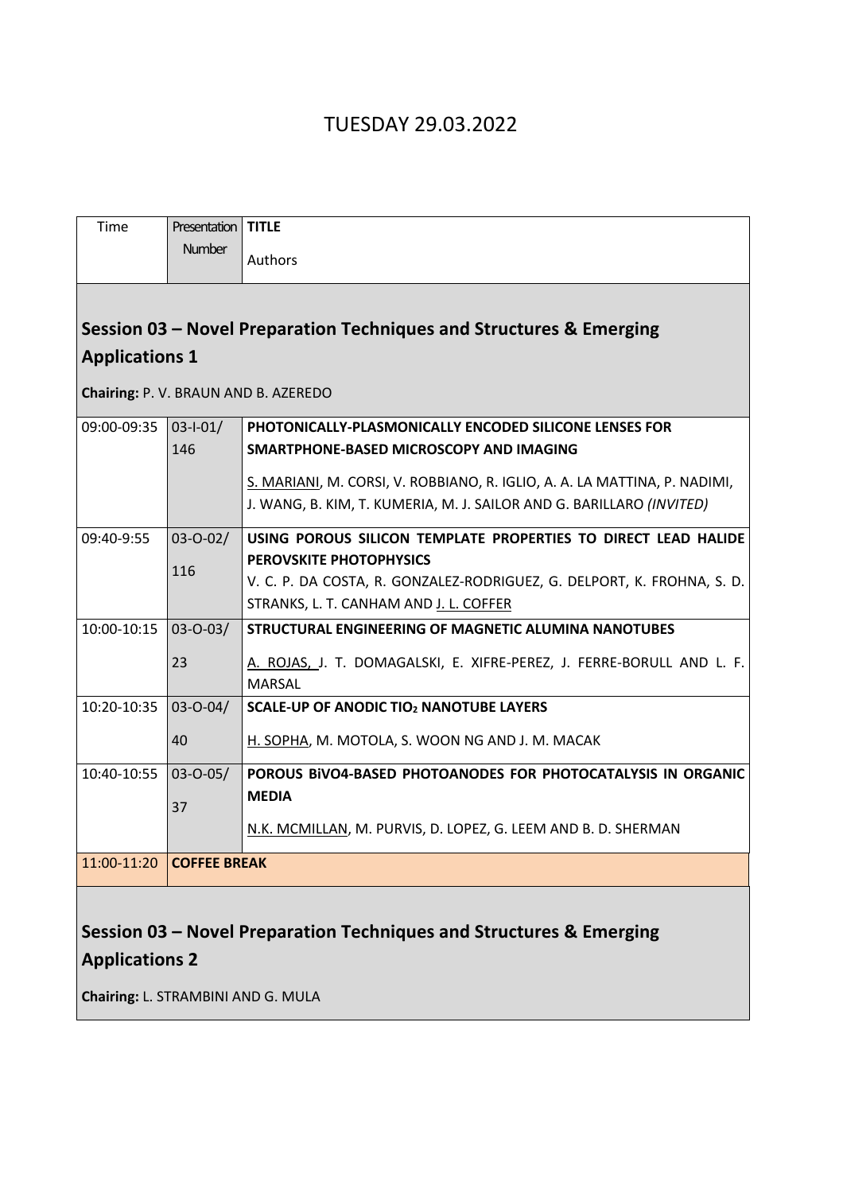# TUESDAY 29.03.2022

| Time | Presentation Number | **TITLE**<br>Authors |
|---|---|---|
| **Session 03 – Novel Preparation Techniques and Structures & Emerging Applications 1**<br>**Chairing:** P. V. BRAUN AND B. AZEREDO | | |
| 09:00-09:35 | 03-I-01/ 146 | **PHOTONICALLY-PLASMONICALLY ENCODED SILICONE LENSES FOR SMARTPHONE-BASED MICROSCOPY AND IMAGING**<br>S. MARIANI, M. CORSI, V. ROBBIANO, R. IGLIO, A. A. LA MATTINA, P. NADIMI, J. WANG, B. KIM, T. KUMERIA, M. J. SAILOR AND G. BARILLARO *(INVITED)* |
| 09:40-9:55 | 03-O-02/ 116 | **USING POROUS SILICON TEMPLATE PROPERTIES TO DIRECT LEAD HALIDE PEROVSKITE PHOTOPHYSICS**<br>V. C. P. DA COSTA, R. GONZALEZ-RODRIGUEZ, G. DELPORT, K. FROHNA, S. D. STRANKS, L. T. CANHAM AND J. L. COFFER |
| 10:00-10:15 | 03-O-03/ 23 | **STRUCTURAL ENGINEERING OF MAGNETIC ALUMINA NANOTUBES**<br>A. ROJAS, J. T. DOMAGALSKI, E. XIFRE-PEREZ, J. FERRE-BORULL AND L. F. MARSAL |
| 10:20-10:35 | 03-O-04/ 40 | **SCALE-UP OF ANODIC $TiO_2$ NANOTUBE LAYERS**<br>H. SOPHA, M. MOTOLA, S. WOON NG AND J. M. MACAK |
| 10:40-10:55 | 03-O-05/ 37 | **POROUS $BiVO_4$-BASED PHOTOANODES FOR PHOTOCATALYSIS IN ORGANIC MEDIA**<br>N.K. MCMILLAN, M. PURVIS, D. LOPEZ, G. LEEM AND B. D. SHERMAN |
| 11:00-11:20 | **COFFEE BREAK** | |
| **Session 03 – Novel Preparation Techniques and Structures & Emerging Applications 2**<br>**Chairing:** L. STRAMBINI AND G. MULA | | |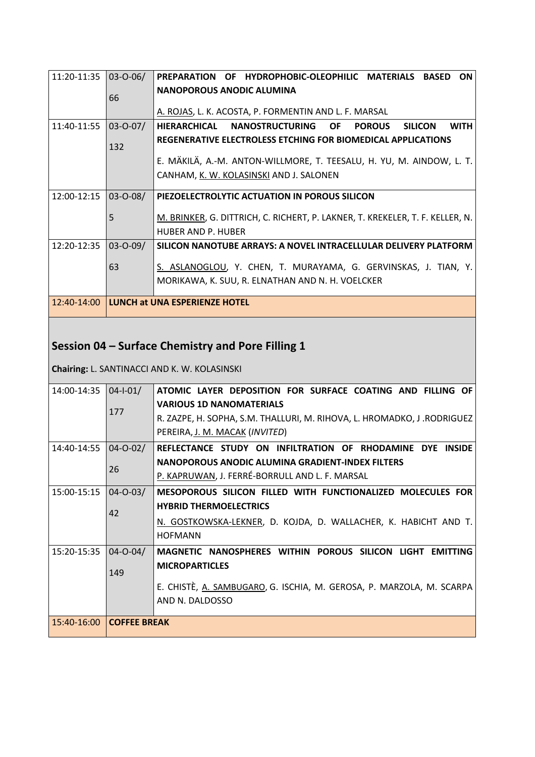| | | |
|---|---|---|
| 11:20-11:35 | 03-O-06/ 66 | **PREPARATION OF HYDROPHOBIC-OLEOPHILIC MATERIALS BASED ON NANOPOROUS ANODIC ALUMINA**<br>A. ROJAS, L. K. ACOSTA, P. FORMENTIN AND L. F. MARSAL |
| 11:40-11:55 | 03-O-07/ 132 | **HIERARCHICAL NANOSTRUCTURING OF POROUS SILICON WITH REGENERATIVE ELECTROLESS ETCHING FOR BIOMEDICAL APPLICATIONS**<br>E. MÄKILÄ, A.-M. ANTON-WILLMORE, T. TEESALU, H. YU, M. AINDOW, L. T. CANHAM, K. W. KOLASINSKI AND J. SALONEN |
| 12:00-12:15 | 03-O-08/ 5 | **PIEZOELECTROLYTIC ACTUATION IN POROUS SILICON**<br>M. BRINKER, G. DITTRICH, C. RICHERT, P. LAKNER, T. KREKELER, T. F. KELLER, N. HUBER AND P. HUBER |
| 12:20-12:35 | 03-O-09/ 63 | **SILICON NANOTUBE ARRAYS: A NOVEL INTRACELLULAR DELIVERY PLATFORM**<br>S. ASLANOGLOU, Y. CHEN, T. MURAYAMA, G. GERVINSKAS, J. TIAN, Y. MORIKAWA, K. SUU, R. ELNATHAN AND N. H. VOELCKER |
| 12:40-14:00 | **LUNCH at UNA ESPERIENZE HOTEL** | |

## Session 04 – Surface Chemistry and Pore Filling 1

**Chairing:** L. SANTINACCI AND K. W. KOLASINSKI

| | | |
|---|---|---|
| 14:00-14:35 | 04-I-01/ 177 | **ATOMIC LAYER DEPOSITION FOR SURFACE COATING AND FILLING OF VARIOUS 1D NANOMATERIALS**<br>R. ZAZPE, H. SOPHA, S.M. THALLURI, M. RIHOVA, L. HROMADKO, J .RODRIGUEZ PEREIRA, J. M. MACAK (*INVITED*) |
| 14:40-14:55 | 04-O-02/ 26 | **REFLECTANCE STUDY ON INFILTRATION OF RHODAMINE DYE INSIDE NANOPOROUS ANODIC ALUMINA GRADIENT-INDEX FILTERS**<br>P. KAPRUWAN, J. FERRÉ-BORRULL AND L. F. MARSAL |
| 15:00-15:15 | 04-O-03/ 42 | **MESOPOROUS SILICON FILLED WITH FUNCTIONALIZED MOLECULES FOR HYBRID THERMOELECTRICS**<br>N. GOSTKOWSKA-LEKNER, D. KOJDA, D. WALLACHER, K. HABICHT AND T. HOFMANN |
| 15:20-15:35 | 04-O-04/ 149 | **MAGNETIC NANOSPHERES WITHIN POROUS SILICON LIGHT EMITTING MICROPARTICLES**<br>E. CHISTÈ, A. SAMBUGARO, G. ISCHIA, M. GEROSA, P. MARZOLA, M. SCARPA AND N. DALDOSSO |
| 15:40-16:00 | **COFFEE BREAK** | |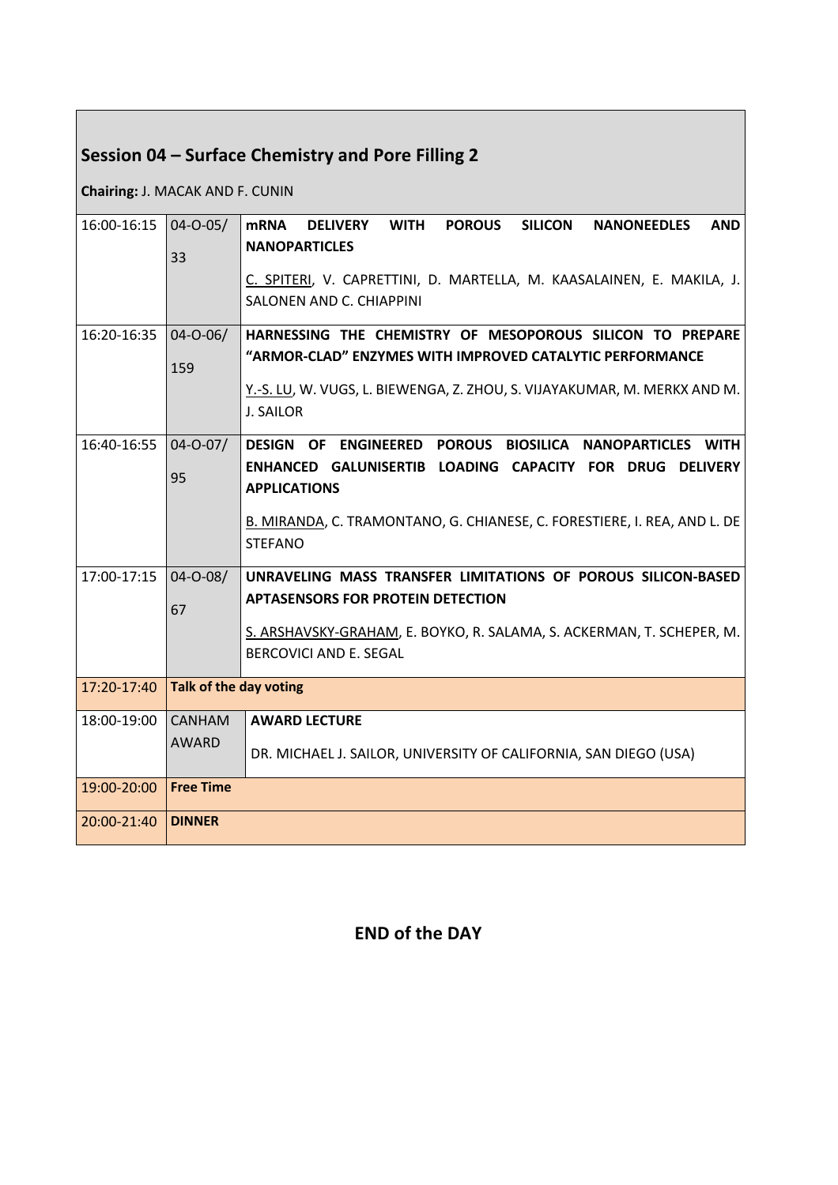## Session 04 – Surface Chemistry and Pore Filling 2

**Chairing:** J. MACAK AND F. CUNIN

| Time | Code | Title / Authors |
|---|---|---|
| 16:00-16:15 | 04-O-05/ 33 | **mRNA DELIVERY WITH POROUS SILICON NANONEEDLES AND NANOPARTICLES**<br><br>C. SPITERI, V. CAPRETTINI, D. MARTELLA, M. KAASALAINEN, E. MAKILA, J. SALONEN AND C. CHIAPPINI |
| 16:20-16:35 | 04-O-06/ 159 | **HARNESSING THE CHEMISTRY OF MESOPOROUS SILICON TO PREPARE "ARMOR-CLAD" ENZYMES WITH IMPROVED CATALYTIC PERFORMANCE**<br><br>Y.-S. LU, W. VUGS, L. BIEWENGA, Z. ZHOU, S. VIJAYAKUMAR, M. MERKX AND M. J. SAILOR |
| 16:40-16:55 | 04-O-07/ 95 | **DESIGN OF ENGINEERED POROUS BIOSILICA NANOPARTICLES WITH ENHANCED GALUNISERTIB LOADING CAPACITY FOR DRUG DELIVERY APPLICATIONS**<br><br>B. MIRANDA, C. TRAMONTANO, G. CHIANESE, C. FORESTIERE, I. REA, AND L. DE STEFANO |
| 17:00-17:15 | 04-O-08/ 67 | **UNRAVELING MASS TRANSFER LIMITATIONS OF POROUS SILICON-BASED APTASENSORS FOR PROTEIN DETECTION**<br><br>S. ARSHAVSKY-GRAHAM, E. BOYKO, R. SALAMA, S. ACKERMAN, T. SCHEPER, M. BERCOVICI AND E. SEGAL |
| 17:20-17:40 | **Talk of the day voting** | |
| 18:00-19:00 | CANHAM AWARD | **AWARD LECTURE**<br><br>DR. MICHAEL J. SAILOR, UNIVERSITY OF CALIFORNIA, SAN DIEGO (USA) |
| 19:00-20:00 | **Free Time** | |
| 20:00-21:40 | **DINNER** | |

**END of the DAY**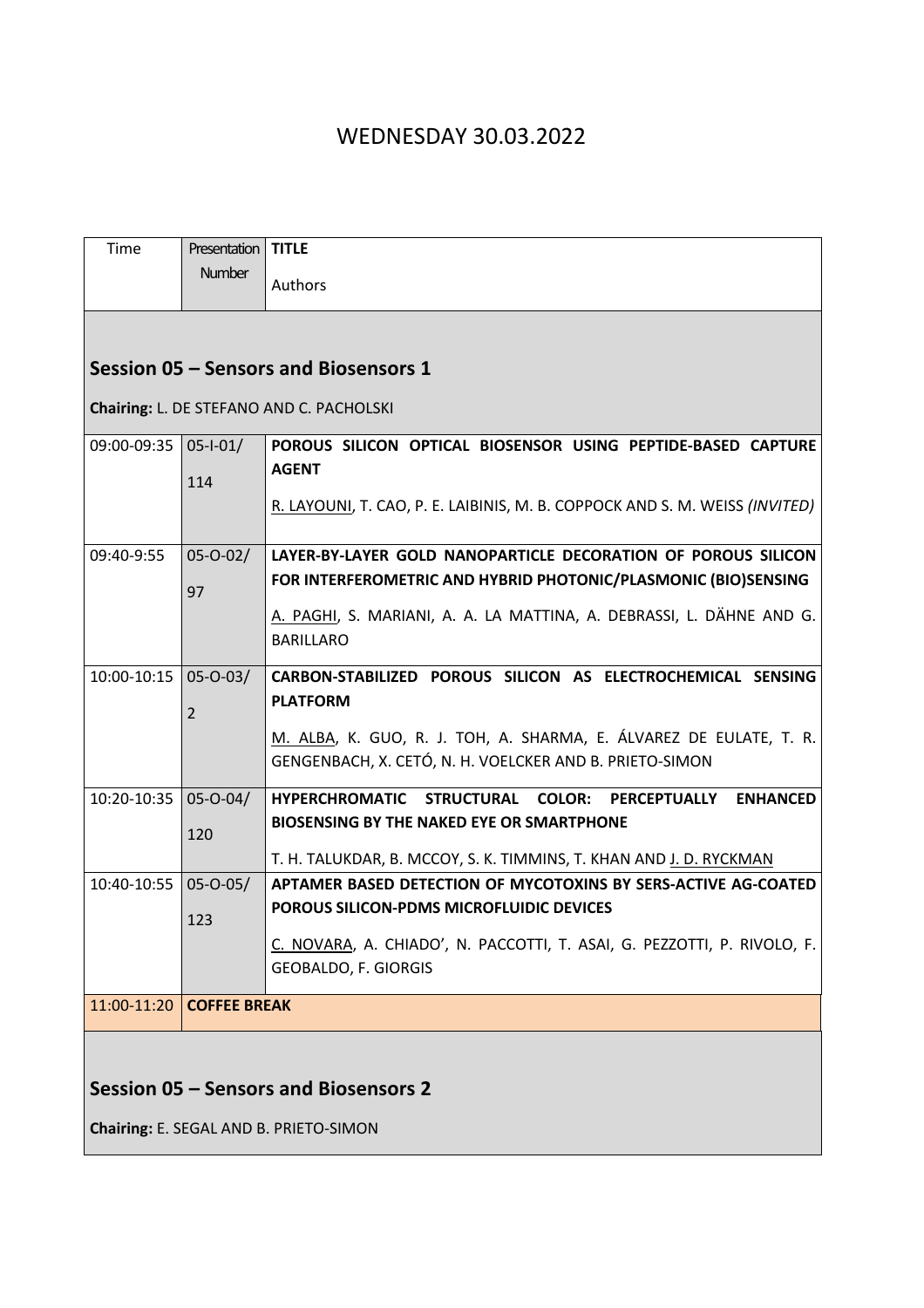# WEDNESDAY 30.03.2022

| Time | Presentation Number | **TITLE**<br>Authors |
|---|---|---|
| **Session 05 – Sensors and Biosensors 1**<br>**Chairing:** L. DE STEFANO AND C. PACHOLSKI | | |
| 09:00-09:35 | 05-I-01/<br>114 | **POROUS SILICON OPTICAL BIOSENSOR USING PEPTIDE-BASED CAPTURE AGENT**<br><u>R. LAYOUNI</u>, T. CAO, P. E. LAIBINIS, M. B. COPPOCK AND S. M. WEISS *(INVITED)* |
| 09:40-9:55 | 05-O-02/<br>97 | **LAYER-BY-LAYER GOLD NANOPARTICLE DECORATION OF POROUS SILICON FOR INTERFEROMETRIC AND HYBRID PHOTONIC/PLASMONIC (BIO)SENSING**<br><u>A. PAGHI</u>, S. MARIANI, A. A. LA MATTINA, A. DEBRASSI, L. DÄHNE AND G. BARILLARO |
| 10:00-10:15 | 05-O-03/<br>2 | **CARBON-STABILIZED POROUS SILICON AS ELECTROCHEMICAL SENSING PLATFORM**<br><u>M. ALBA</u>, K. GUO, R. J. TOH, A. SHARMA, E. ÁLVAREZ DE EULATE, T. R. GENGENBACH, X. CETÓ, N. H. VOELCKER AND B. PRIETO-SIMON |
| 10:20-10:35 | 05-O-04/<br>120 | **HYPERCHROMATIC STRUCTURAL COLOR: PERCEPTUALLY ENHANCED BIOSENSING BY THE NAKED EYE OR SMARTPHONE**<br>T. H. TALUKDAR, B. MCCOY, S. K. TIMMINS, T. KHAN AND <u>J. D. RYCKMAN</u> |
| 10:40-10:55 | 05-O-05/<br>123 | **APTAMER BASED DETECTION OF MYCOTOXINS BY SERS-ACTIVE AG-COATED POROUS SILICON-PDMS MICROFLUIDIC DEVICES**<br><u>C. NOVARA</u>, A. CHIADO', N. PACCOTTI, T. ASAI, G. PEZZOTTI, P. RIVOLO, F. GEOBALDO, F. GIORGIS |
| 11:00-11:20 | **COFFEE BREAK** | |
| **Session 05 – Sensors and Biosensors 2**<br>**Chairing:** E. SEGAL AND B. PRIETO-SIMON | | |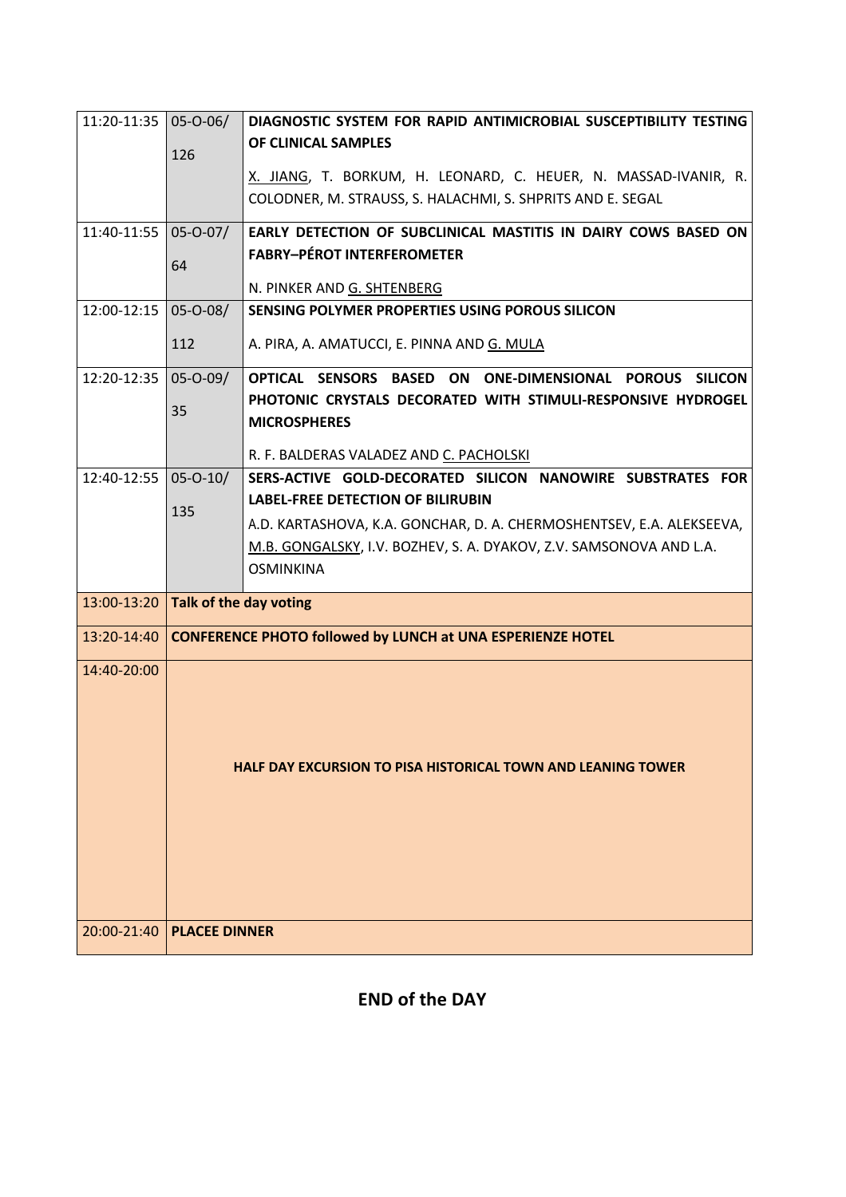| | | |
|---|---|---|
| 11:20-11:35 | 05-O-06/ 126 | **DIAGNOSTIC SYSTEM FOR RAPID ANTIMICROBIAL SUSCEPTIBILITY TESTING OF CLINICAL SAMPLES**<br><br>X. JIANG, T. BORKUM, H. LEONARD, C. HEUER, N. MASSAD-IVANIR, R. COLODNER, M. STRAUSS, S. HALACHMI, S. SHPRITS AND E. SEGAL |
| 11:40-11:55 | 05-O-07/ 64 | **EARLY DETECTION OF SUBCLINICAL MASTITIS IN DAIRY COWS BASED ON FABRY–PÉROT INTERFEROMETER**<br><br>N. PINKER AND G. SHTENBERG |
| 12:00-12:15 | 05-O-08/ 112 | **SENSING POLYMER PROPERTIES USING POROUS SILICON**<br><br>A. PIRA, A. AMATUCCI, E. PINNA AND G. MULA |
| 12:20-12:35 | 05-O-09/ 35 | **OPTICAL SENSORS BASED ON ONE-DIMENSIONAL POROUS SILICON PHOTONIC CRYSTALS DECORATED WITH STIMULI-RESPONSIVE HYDROGEL MICROSPHERES**<br><br>R. F. BALDERAS VALADEZ AND C. PACHOLSKI |
| 12:40-12:55 | 05-O-10/ 135 | **SERS-ACTIVE GOLD-DECORATED SILICON NANOWIRE SUBSTRATES FOR LABEL-FREE DETECTION OF BILIRUBIN**<br><br>A.D. KARTASHOVA, K.A. GONCHAR, D. A. CHERMOSHENTSEV, E.A. ALEKSEEVA, M.B. GONGALSKY, I.V. BOZHEV, S. A. DYAKOV, Z.V. SAMSONOVA AND L.A. OSMINKINA |
| 13:00-13:20 | **Talk of the day voting** | |
| 13:20-14:40 | **CONFERENCE PHOTO followed by LUNCH at UNA ESPERIENZE HOTEL** | |
| 14:40-20:00 | **HALF DAY EXCURSION TO PISA HISTORICAL TOWN AND LEANING TOWER** | |
| 20:00-21:40 | **PLACEE DINNER** | |

## END of the DAY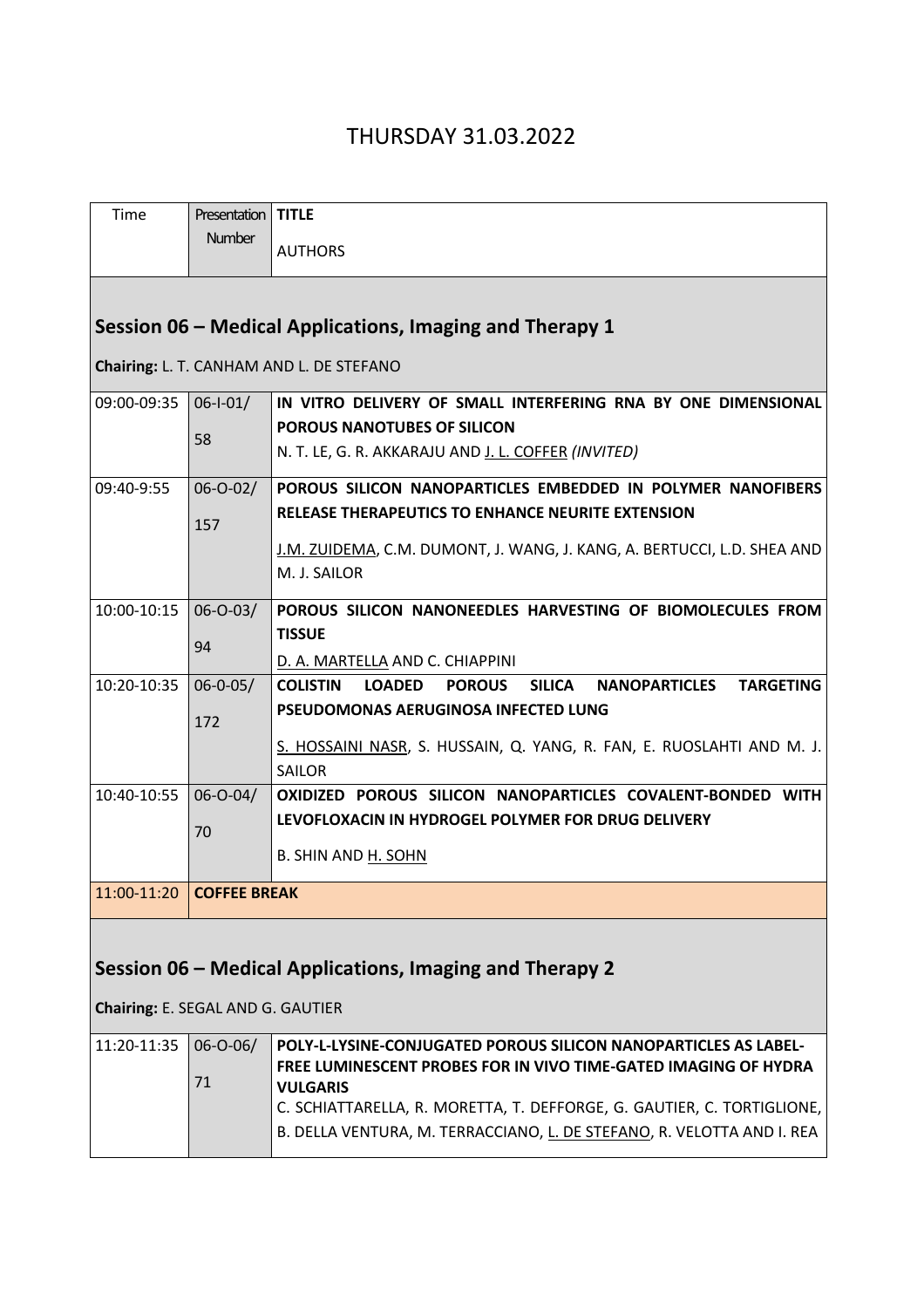# THURSDAY 31.03.2022

| Time | Presentation Number | TITLE<br>AUTHORS |
|---|---|---|
| **Session 06 – Medical Applications, Imaging and Therapy 1**<br>**Chairing:** L. T. CANHAM AND L. DE STEFANO | | |
| 09:00-09:35 | 06-I-01/<br>58 | **IN VITRO DELIVERY OF SMALL INTERFERING RNA BY ONE DIMENSIONAL POROUS NANOTUBES OF SILICON**<br>N. T. LE, G. R. AKKARAJU AND J. L. COFFER *(INVITED)* |
| 09:40-9:55 | 06-O-02/<br>157 | **POROUS SILICON NANOPARTICLES EMBEDDED IN POLYMER NANOFIBERS RELEASE THERAPEUTICS TO ENHANCE NEURITE EXTENSION**<br>J.M. ZUIDEMA, C.M. DUMONT, J. WANG, J. KANG, A. BERTUCCI, L.D. SHEA AND M. J. SAILOR |
| 10:00-10:15 | 06-O-03/<br>94 | **POROUS SILICON NANONEEDLES HARVESTING OF BIOMOLECULES FROM TISSUE**<br>D. A. MARTELLA AND C. CHIAPPINI |
| 10:20-10:35 | 06-0-05/<br>172 | **COLISTIN LOADED POROUS SILICA NANOPARTICLES TARGETING PSEUDOMONAS AERUGINOSA INFECTED LUNG**<br>S. HOSSAINI NASR, S. HUSSAIN, Q. YANG, R. FAN, E. RUOSLAHTI AND M. J. SAILOR |
| 10:40-10:55 | 06-O-04/<br>70 | **OXIDIZED POROUS SILICON NANOPARTICLES COVALENT-BONDED WITH LEVOFLOXACIN IN HYDROGEL POLYMER FOR DRUG DELIVERY**<br>B. SHIN AND H. SOHN |
| 11:00-11:20 | **COFFEE BREAK** | |
| **Session 06 – Medical Applications, Imaging and Therapy 2**<br>**Chairing:** E. SEGAL AND G. GAUTIER | | |
| 11:20-11:35 | 06-O-06/<br>71 | **POLY-L-LYSINE-CONJUGATED POROUS SILICON NANOPARTICLES AS LABEL-FREE LUMINESCENT PROBES FOR IN VIVO TIME-GATED IMAGING OF HYDRA VULGARIS**<br>C. SCHIATTARELLA, R. MORETTA, T. DEFFORGE, G. GAUTIER, C. TORTIGLIONE, B. DELLA VENTURA, M. TERRACCIANO, L. DE STEFANO, R. VELOTTA AND I. REA |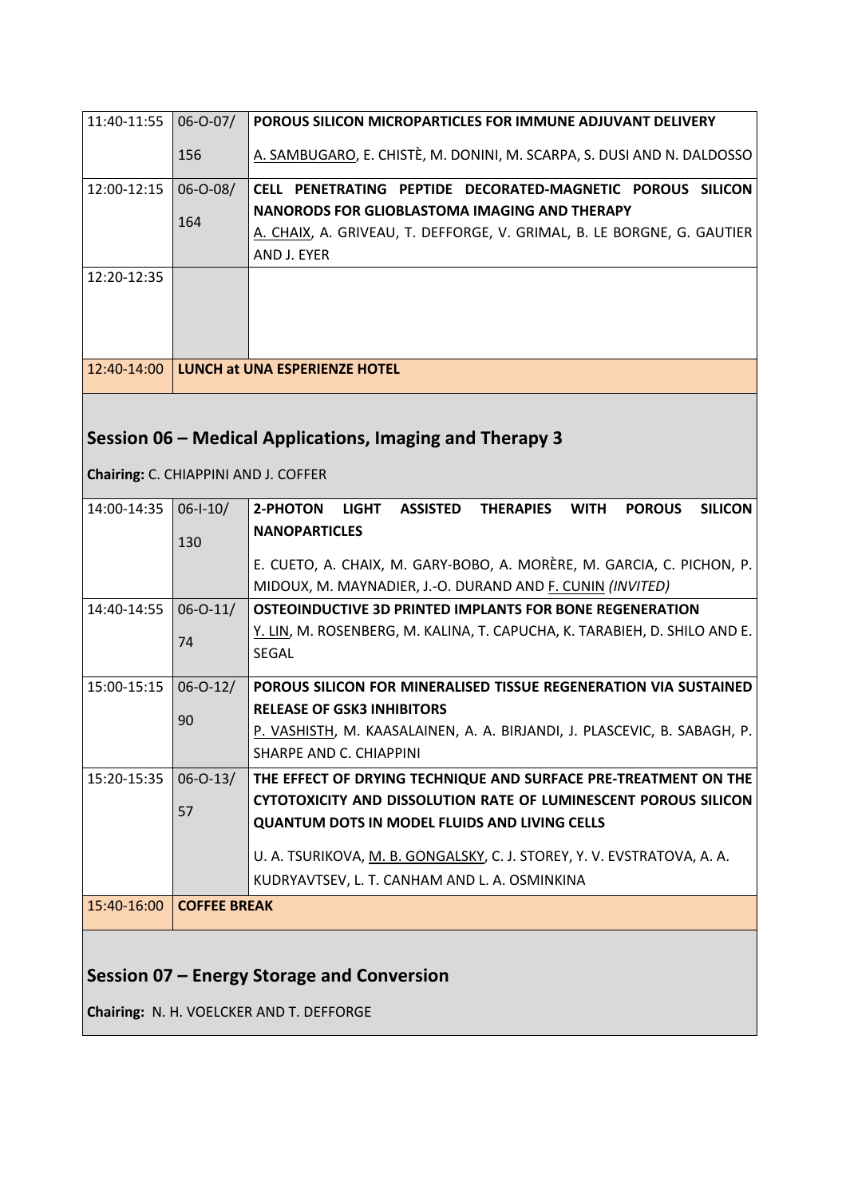| | | |
|---|---|---|
| 11:40-11:55 | 06-O-07/ 156 | **POROUS SILICON MICROPARTICLES FOR IMMUNE ADJUVANT DELIVERY** A. SAMBUGARO, E. CHISTÈ, M. DONINI, M. SCARPA, S. DUSI AND N. DALDOSSO |
| 12:00-12:15 | 06-O-08/ 164 | **CELL PENETRATING PEPTIDE DECORATED-MAGNETIC POROUS SILICON NANORODS FOR GLIOBLASTOMA IMAGING AND THERAPY** A. CHAIX, A. GRIVEAU, T. DEFFORGE, V. GRIMAL, B. LE BORGNE, G. GAUTIER AND J. EYER |
| 12:20-12:35 | | |
| 12:40-14:00 | **LUNCH at UNA ESPERIENZE HOTEL** | |

## Session 06 – Medical Applications, Imaging and Therapy 3

**Chairing:** C. CHIAPPINI AND J. COFFER

| | | |
|---|---|---|
| 14:00-14:35 | 06-I-10/ 130 | **2-PHOTON LIGHT ASSISTED THERAPIES WITH POROUS SILICON NANOPARTICLES** E. CUETO, A. CHAIX, M. GARY-BOBO, A. MORÈRE, M. GARCIA, C. PICHON, P. MIDOUX, M. MAYNADIER, J.-O. DURAND AND F. CUNIN *(INVITED)* |
| 14:40-14:55 | 06-O-11/ 74 | **OSTEOINDUCTIVE 3D PRINTED IMPLANTS FOR BONE REGENERATION** Y. LIN, M. ROSENBERG, M. KALINA, T. CAPUCHA, K. TARABIEH, D. SHILO AND E. SEGAL |
| 15:00-15:15 | 06-O-12/ 90 | **POROUS SILICON FOR MINERALISED TISSUE REGENERATION VIA SUSTAINED RELEASE OF GSK3 INHIBITORS** P. VASHISTH, M. KAASALAINEN, A. A. BIRJANDI, J. PLASCEVIC, B. SABAGH, P. SHARPE AND C. CHIAPPINI |
| 15:20-15:35 | 06-O-13/ 57 | **THE EFFECT OF DRYING TECHNIQUE AND SURFACE PRE-TREATMENT ON THE CYTOTOXICITY AND DISSOLUTION RATE OF LUMINESCENT POROUS SILICON QUANTUM DOTS IN MODEL FLUIDS AND LIVING CELLS** U. A. TSURIKOVA, M. B. GONGALSKY, C. J. STOREY, Y. V. EVSTRATOVA, A. A. KUDRYAVTSEV, L. T. CANHAM AND L. A. OSMINKINA |
| 15:40-16:00 | **COFFEE BREAK** | |

## Session 07 – Energy Storage and Conversion

**Chairing:** N. H. VOELCKER AND T. DEFFORGE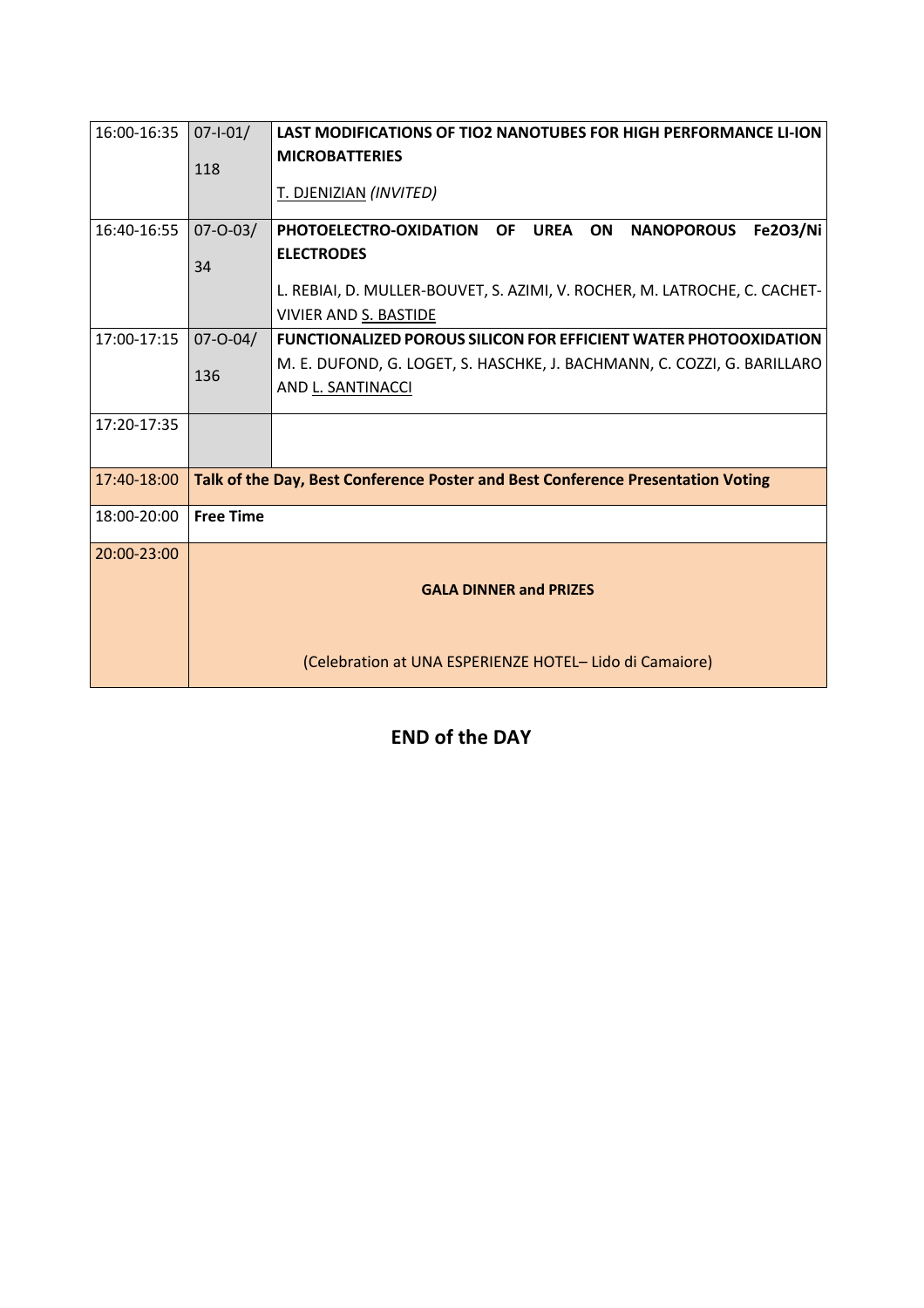| | | |
|---|---|---|
| 16:00-16:35 | 07-I-01/ 118 | **LAST MODIFICATIONS OF TIO2 NANOTUBES FOR HIGH PERFORMANCE LI-ION MICROBATTERIES**<br>T. DJENIZIAN *(INVITED)* |
| 16:40-16:55 | 07-O-03/ 34 | **PHOTOELECTRO-OXIDATION OF UREA ON NANOPOROUS $Fe_2O_3$/Ni ELECTRODES**<br>L. REBIAI, D. MULLER-BOUVET, S. AZIMI, V. ROCHER, M. LATROCHE, C. CACHET-VIVIER AND S. BASTIDE |
| 17:00-17:15 | 07-O-04/ 136 | **FUNCTIONALIZED POROUS SILICON FOR EFFICIENT WATER PHOTOOXIDATION**<br>M. E. DUFOND, G. LOGET, S. HASCHKE, J. BACHMANN, C. COZZI, G. BARILLARO AND L. SANTINACCI |
| 17:20-17:35 | | |
| 17:40-18:00 | **Talk of the Day, Best Conference Poster and Best Conference Presentation Voting** | |
| 18:00-20:00 | **Free Time** | |
| 20:00-23:00 | **GALA DINNER and PRIZES**<br>(Celebration at UNA ESPERIENZE HOTEL– Lido di Camaiore) | |

**END of the DAY**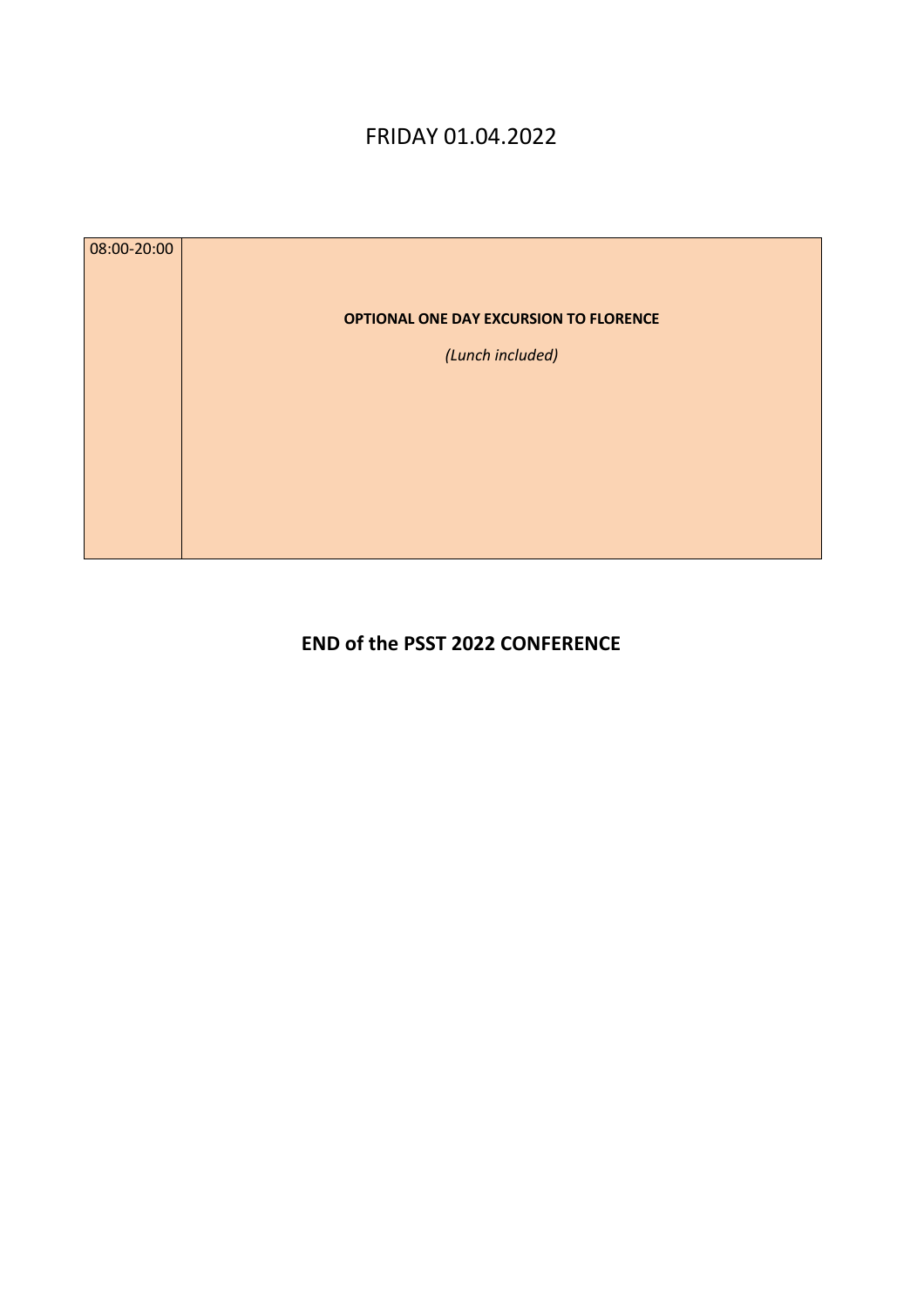# FRIDAY 01.04.2022

| | |
|---|---|
| 08:00-20:00 | **OPTIONAL ONE DAY EXCURSION TO FLORENCE**<br>*(Lunch included)* |

**END of the PSST 2022 CONFERENCE**